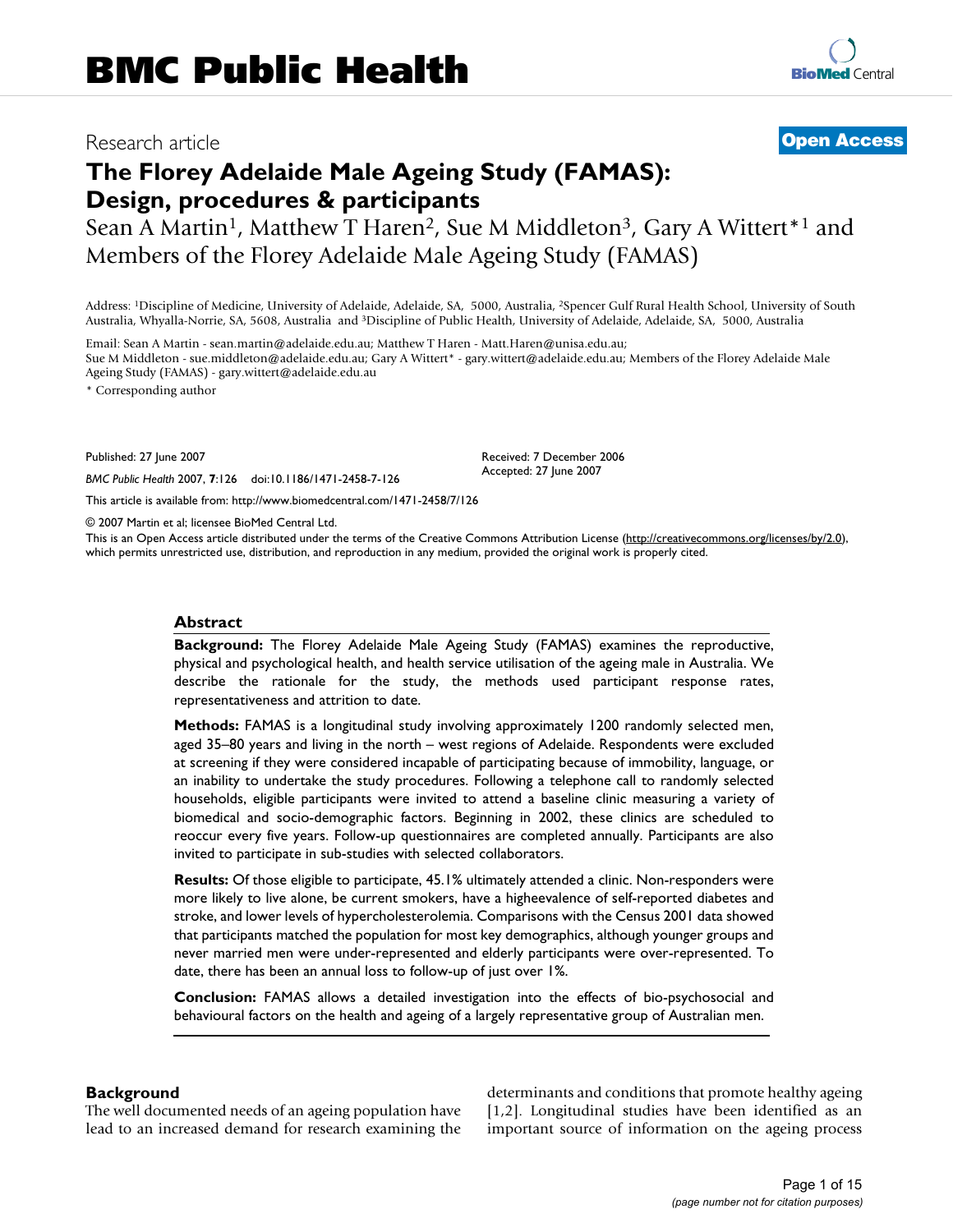BMC Public Health

Research article

**Open Access**

# The Florey Adelaide Male Ageing Study (FAMAS): Design, procedures & participants

Sean A Martin[1], Matthew T Haren[2], Sue M Middleton[3], Gary A Wittert*[1] and Members of the Florey Adelaide Male Ageing Study (FAMAS)

Address: [1]Discipline of Medicine, University of Adelaide, Adelaide, SA, 5000, Australia, [2]Spencer Gulf Rural Health School, University of South Australia, Whyalla-Norrie, SA, 5608, Australia and [3]Discipline of Public Health, University of Adelaide, Adelaide, SA, 5000, Australia

Email: Sean A Martin - sean.martin@adelaide.edu.au; Matthew T Haren - Matt.Haren@unisa.edu.au; Sue M Middleton - sue.middleton@adelaide.edu.au; Gary A Wittert* - gary.wittert@adelaide.edu.au; Members of the Florey Adelaide Male Ageing Study (FAMAS) - gary.wittert@adelaide.edu.au

\* Corresponding author

Published: 27 June 2007

*BMC Public Health* 2007, **7**:126 doi:10.1186/1471-2458-7-126

Received: 7 December 2006
Accepted: 27 June 2007

This article is available from: http://www.biomedcentral.com/1471-2458/7/126

© 2007 Martin et al; licensee BioMed Central Ltd.

This is an Open Access article distributed under the terms of the Creative Commons Attribution License (http://creativecommons.org/licenses/by/2.0), which permits unrestricted use, distribution, and reproduction in any medium, provided the original work is properly cited.

## Abstract

**Background:** The Florey Adelaide Male Ageing Study (FAMAS) examines the reproductive, physical and psychological health, and health service utilisation of the ageing male in Australia. We describe the rationale for the study, the methods used participant response rates, representativeness and attrition to date.

**Methods:** FAMAS is a longitudinal study involving approximately 1200 randomly selected men, aged 35–80 years and living in the north – west regions of Adelaide. Respondents were excluded at screening if they were considered incapable of participating because of immobility, language, or an inability to undertake the study procedures. Following a telephone call to randomly selected households, eligible participants were invited to attend a baseline clinic measuring a variety of biomedical and socio-demographic factors. Beginning in 2002, these clinics are scheduled to reoccur every five years. Follow-up questionnaires are completed annually. Participants are also invited to participate in sub-studies with selected collaborators.

**Results:** Of those eligible to participate, 45.1% ultimately attended a clinic. Non-responders were more likely to live alone, be current smokers, have a higheevalence of self-reported diabetes and stroke, and lower levels of hypercholesterolemia. Comparisons with the Census 2001 data showed that participants matched the population for most key demographics, although younger groups and never married men were under-represented and elderly participants were over-represented. To date, there has been an annual loss to follow-up of just over 1%.

**Conclusion:** FAMAS allows a detailed investigation into the effects of bio-psychosocial and behavioural factors on the health and ageing of a largely representative group of Australian men.

## Background

The well documented needs of an ageing population have lead to an increased demand for research examining the determinants and conditions that promote healthy ageing [1,2]. Longitudinal studies have been identified as an important source of information on the ageing process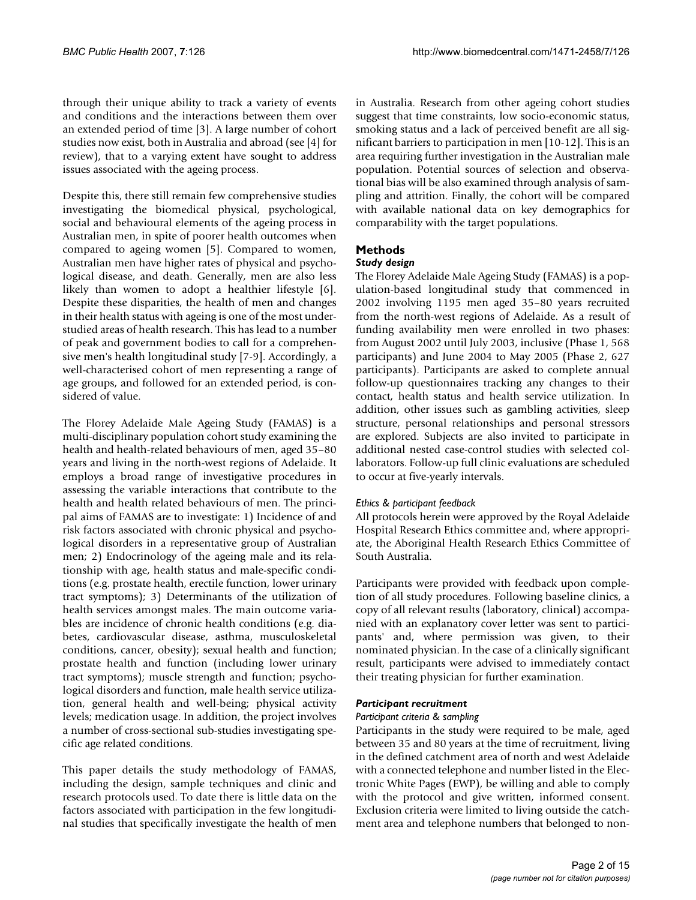through their unique ability to track a variety of events and conditions and the interactions between them over an extended period of time [3]. A large number of cohort studies now exist, both in Australia and abroad (see [4] for review), that to a varying extent have sought to address issues associated with the ageing process.

Despite this, there still remain few comprehensive studies investigating the biomedical physical, psychological, social and behavioural elements of the ageing process in Australian men, in spite of poorer health outcomes when compared to ageing women [5]. Compared to women, Australian men have higher rates of physical and psychological disease, and death. Generally, men are also less likely than women to adopt a healthier lifestyle [6]. Despite these disparities, the health of men and changes in their health status with ageing is one of the most understudied areas of health research. This has lead to a number of peak and government bodies to call for a comprehensive men's health longitudinal study [7-9]. Accordingly, a well-characterised cohort of men representing a range of age groups, and followed for an extended period, is considered of value.

The Florey Adelaide Male Ageing Study (FAMAS) is a multi-disciplinary population cohort study examining the health and health-related behaviours of men, aged 35–80 years and living in the north-west regions of Adelaide. It employs a broad range of investigative procedures in assessing the variable interactions that contribute to the health and health related behaviours of men. The principal aims of FAMAS are to investigate: 1) Incidence of and risk factors associated with chronic physical and psychological disorders in a representative group of Australian men; 2) Endocrinology of the ageing male and its relationship with age, health status and male-specific conditions (e.g. prostate health, erectile function, lower urinary tract symptoms); 3) Determinants of the utilization of health services amongst males. The main outcome variables are incidence of chronic health conditions (e.g. diabetes, cardiovascular disease, asthma, musculoskeletal conditions, cancer, obesity); sexual health and function; prostate health and function (including lower urinary tract symptoms); muscle strength and function; psychological disorders and function, male health service utilization, general health and well-being; physical activity levels; medication usage. In addition, the project involves a number of cross-sectional sub-studies investigating specific age related conditions.

This paper details the study methodology of FAMAS, including the design, sample techniques and clinic and research protocols used. To date there is little data on the factors associated with participation in the few longitudinal studies that specifically investigate the health of men in Australia. Research from other ageing cohort studies suggest that time constraints, low socio-economic status, smoking status and a lack of perceived benefit are all significant barriers to participation in men [10-12]. This is an area requiring further investigation in the Australian male population. Potential sources of selection and observational bias will be also examined through analysis of sampling and attrition. Finally, the cohort will be compared with available national data on key demographics for comparability with the target populations.

## Methods

### *Study design*

The Florey Adelaide Male Ageing Study (FAMAS) is a population-based longitudinal study that commenced in 2002 involving 1195 men aged 35–80 years recruited from the north-west regions of Adelaide. As a result of funding availability men were enrolled in two phases: from August 2002 until July 2003, inclusive (Phase 1, 568 participants) and June 2004 to May 2005 (Phase 2, 627 participants). Participants are asked to complete annual follow-up questionnaires tracking any changes to their contact, health status and health service utilization. In addition, other issues such as gambling activities, sleep structure, personal relationships and personal stressors are explored. Subjects are also invited to participate in additional nested case-control studies with selected collaborators. Follow-up full clinic evaluations are scheduled to occur at five-yearly intervals.

#### *Ethics & participant feedback*

All protocols herein were approved by the Royal Adelaide Hospital Research Ethics committee and, where appropriate, the Aboriginal Health Research Ethics Committee of South Australia.

Participants were provided with feedback upon completion of all study procedures. Following baseline clinics, a copy of all relevant results (laboratory, clinical) accompanied with an explanatory cover letter was sent to participants' and, where permission was given, to their nominated physician. In the case of a clinically significant result, participants were advised to immediately contact their treating physician for further examination.

### *Participant recruitment*

#### *Participant criteria & sampling*

Participants in the study were required to be male, aged between 35 and 80 years at the time of recruitment, living in the defined catchment area of north and west Adelaide with a connected telephone and number listed in the Electronic White Pages (EWP), be willing and able to comply with the protocol and give written, informed consent. Exclusion criteria were limited to living outside the catchment area and telephone numbers that belonged to non-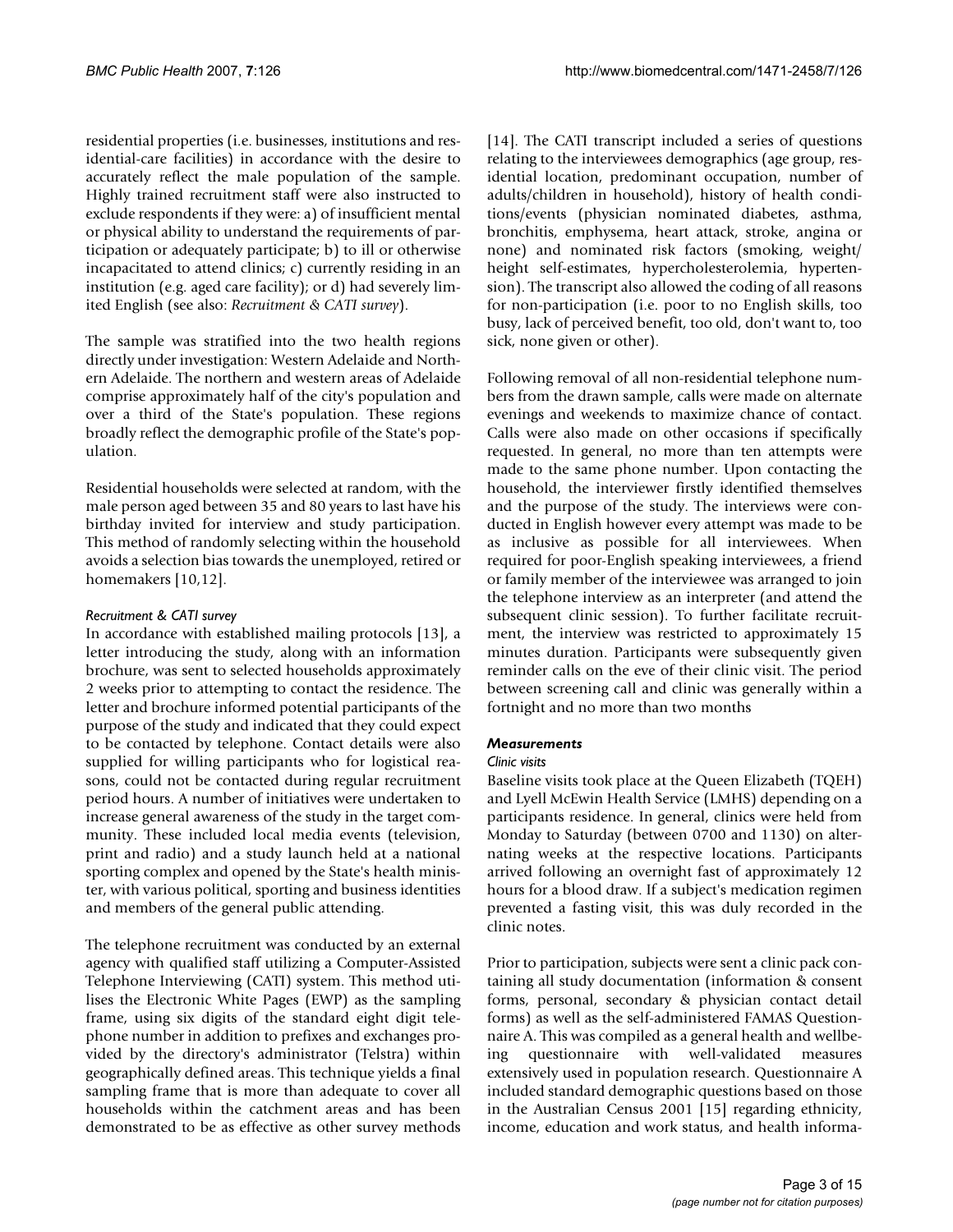residential properties (i.e. businesses, institutions and residential-care facilities) in accordance with the desire to accurately reflect the male population of the sample. Highly trained recruitment staff were also instructed to exclude respondents if they were: a) of insufficient mental or physical ability to understand the requirements of participation or adequately participate; b) to ill or otherwise incapacitated to attend clinics; c) currently residing in an institution (e.g. aged care facility); or d) had severely limited English (see also: *Recruitment & CATI survey*).

The sample was stratified into the two health regions directly under investigation: Western Adelaide and Northern Adelaide. The northern and western areas of Adelaide comprise approximately half of the city's population and over a third of the State's population. These regions broadly reflect the demographic profile of the State's population.

Residential households were selected at random, with the male person aged between 35 and 80 years to last have his birthday invited for interview and study participation. This method of randomly selecting within the household avoids a selection bias towards the unemployed, retired or homemakers [10,12].

#### *Recruitment & CATI survey*

In accordance with established mailing protocols [13], a letter introducing the study, along with an information brochure, was sent to selected households approximately 2 weeks prior to attempting to contact the residence. The letter and brochure informed potential participants of the purpose of the study and indicated that they could expect to be contacted by telephone. Contact details were also supplied for willing participants who for logistical reasons, could not be contacted during regular recruitment period hours. A number of initiatives were undertaken to increase general awareness of the study in the target community. These included local media events (television, print and radio) and a study launch held at a national sporting complex and opened by the State's health minister, with various political, sporting and business identities and members of the general public attending.

The telephone recruitment was conducted by an external agency with qualified staff utilizing a Computer-Assisted Telephone Interviewing (CATI) system. This method utilises the Electronic White Pages (EWP) as the sampling frame, using six digits of the standard eight digit telephone number in addition to prefixes and exchanges provided by the directory's administrator (Telstra) within geographically defined areas. This technique yields a final sampling frame that is more than adequate to cover all households within the catchment areas and has been demonstrated to be as effective as other survey methods [14]. The CATI transcript included a series of questions relating to the interviewees demographics (age group, residential location, predominant occupation, number of adults/children in household), history of health conditions/events (physician nominated diabetes, asthma, bronchitis, emphysema, heart attack, stroke, angina or none) and nominated risk factors (smoking, weight/height self-estimates, hypercholesterolemia, hypertension). The transcript also allowed the coding of all reasons for non-participation (i.e. poor to no English skills, too busy, lack of perceived benefit, too old, don't want to, too sick, none given or other).

Following removal of all non-residential telephone numbers from the drawn sample, calls were made on alternate evenings and weekends to maximize chance of contact. Calls were also made on other occasions if specifically requested. In general, no more than ten attempts were made to the same phone number. Upon contacting the household, the interviewer firstly identified themselves and the purpose of the study. The interviews were conducted in English however every attempt was made to be as inclusive as possible for all interviewees. When required for poor-English speaking interviewees, a friend or family member of the interviewee was arranged to join the telephone interview as an interpreter (and attend the subsequent clinic session). To further facilitate recruitment, the interview was restricted to approximately 15 minutes duration. Participants were subsequently given reminder calls on the eve of their clinic visit. The period between screening call and clinic was generally within a fortnight and no more than two months

### *Measurements*

#### *Clinic visits*

Baseline visits took place at the Queen Elizabeth (TQEH) and Lyell McEwin Health Service (LMHS) depending on a participants residence. In general, clinics were held from Monday to Saturday (between 0700 and 1130) on alternating weeks at the respective locations. Participants arrived following an overnight fast of approximately 12 hours for a blood draw. If a subject's medication regimen prevented a fasting visit, this was duly recorded in the clinic notes.

Prior to participation, subjects were sent a clinic pack containing all study documentation (information & consent forms, personal, secondary & physician contact detail forms) as well as the self-administered FAMAS Questionnaire A. This was compiled as a general health and wellbeing questionnaire with well-validated measures extensively used in population research. Questionnaire A included standard demographic questions based on those in the Australian Census 2001 [15] regarding ethnicity, income, education and work status, and health informa-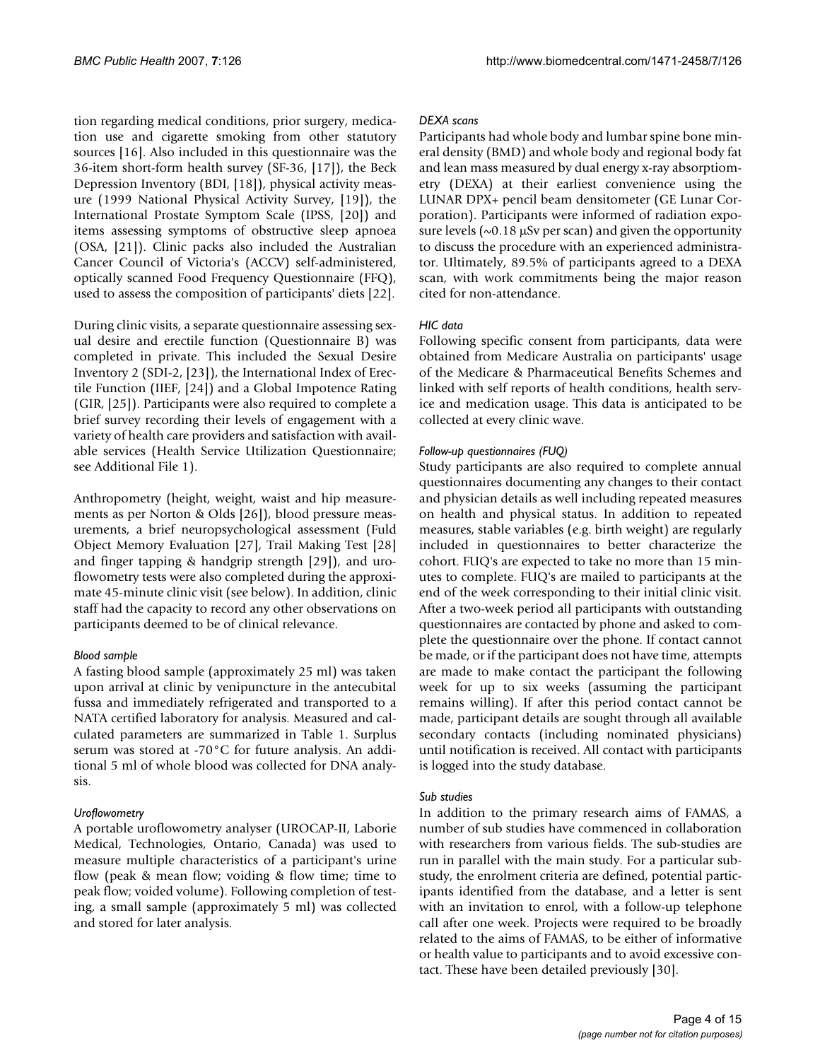tion regarding medical conditions, prior surgery, medication use and cigarette smoking from other statutory sources [16]. Also included in this questionnaire was the 36-item short-form health survey (SF-36, [17]), the Beck Depression Inventory (BDI, [18]), physical activity measure (1999 National Physical Activity Survey, [19]), the International Prostate Symptom Scale (IPSS, [20]) and items assessing symptoms of obstructive sleep apnoea (OSA, [21]). Clinic packs also included the Australian Cancer Council of Victoria's (ACCV) self-administered, optically scanned Food Frequency Questionnaire (FFQ), used to assess the composition of participants' diets [22].

During clinic visits, a separate questionnaire assessing sexual desire and erectile function (Questionnaire B) was completed in private. This included the Sexual Desire Inventory 2 (SDI-2, [23]), the International Index of Erectile Function (IIEF, [24]) and a Global Impotence Rating (GIR, [25]). Participants were also required to complete a brief survey recording their levels of engagement with a variety of health care providers and satisfaction with available services (Health Service Utilization Questionnaire; see Additional File 1).

Anthropometry (height, weight, waist and hip measurements as per Norton & Olds [26]), blood pressure measurements, a brief neuropsychological assessment (Fuld Object Memory Evaluation [27], Trail Making Test [28] and finger tapping & handgrip strength [29]), and uroflowometry tests were also completed during the approximate 45-minute clinic visit (see below). In addition, clinic staff had the capacity to record any other observations on participants deemed to be of clinical relevance.

*Blood sample*

A fasting blood sample (approximately 25 ml) was taken upon arrival at clinic by venipuncture in the antecubital fussa and immediately refrigerated and transported to a NATA certified laboratory for analysis. Measured and calculated parameters are summarized in Table 1. Surplus serum was stored at -70°C for future analysis. An additional 5 ml of whole blood was collected for DNA analysis.

*Uroflowometry*

A portable uroflowometry analyser (UROCAP-II, Laborie Medical, Technologies, Ontario, Canada) was used to measure multiple characteristics of a participant's urine flow (peak & mean flow; voiding & flow time; time to peak flow; voided volume). Following completion of testing, a small sample (approximately 5 ml) was collected and stored for later analysis.

*DEXA scans*

Participants had whole body and lumbar spine bone mineral density (BMD) and whole body and regional body fat and lean mass measured by dual energy x-ray absorptiometry (DEXA) at their earliest convenience using the LUNAR DPX+ pencil beam densitometer (GE Lunar Corporation). Participants were informed of radiation exposure levels (~0.18 μSv per scan) and given the opportunity to discuss the procedure with an experienced administrator. Ultimately, 89.5% of participants agreed to a DEXA scan, with work commitments being the major reason cited for non-attendance.

*HIC data*

Following specific consent from participants, data were obtained from Medicare Australia on participants' usage of the Medicare & Pharmaceutical Benefits Schemes and linked with self reports of health conditions, health service and medication usage. This data is anticipated to be collected at every clinic wave.

*Follow-up questionnaires (FUQ)*

Study participants are also required to complete annual questionnaires documenting any changes to their contact and physician details as well including repeated measures on health and physical status. In addition to repeated measures, stable variables (e.g. birth weight) are regularly included in questionnaires to better characterize the cohort. FUQ's are expected to take no more than 15 minutes to complete. FUQ's are mailed to participants at the end of the week corresponding to their initial clinic visit. After a two-week period all participants with outstanding questionnaires are contacted by phone and asked to complete the questionnaire over the phone. If contact cannot be made, or if the participant does not have time, attempts are made to make contact the participant the following week for up to six weeks (assuming the participant remains willing). If after this period contact cannot be made, participant details are sought through all available secondary contacts (including nominated physicians) until notification is received. All contact with participants is logged into the study database.

*Sub studies*

In addition to the primary research aims of FAMAS, a number of sub studies have commenced in collaboration with researchers from various fields. The sub-studies are run in parallel with the main study. For a particular sub-study, the enrolment criteria are defined, potential participants identified from the database, and a letter is sent with an invitation to enrol, with a follow-up telephone call after one week. Projects were required to be broadly related to the aims of FAMAS, to be either of informative or health value to participants and to avoid excessive contact. These have been detailed previously [30].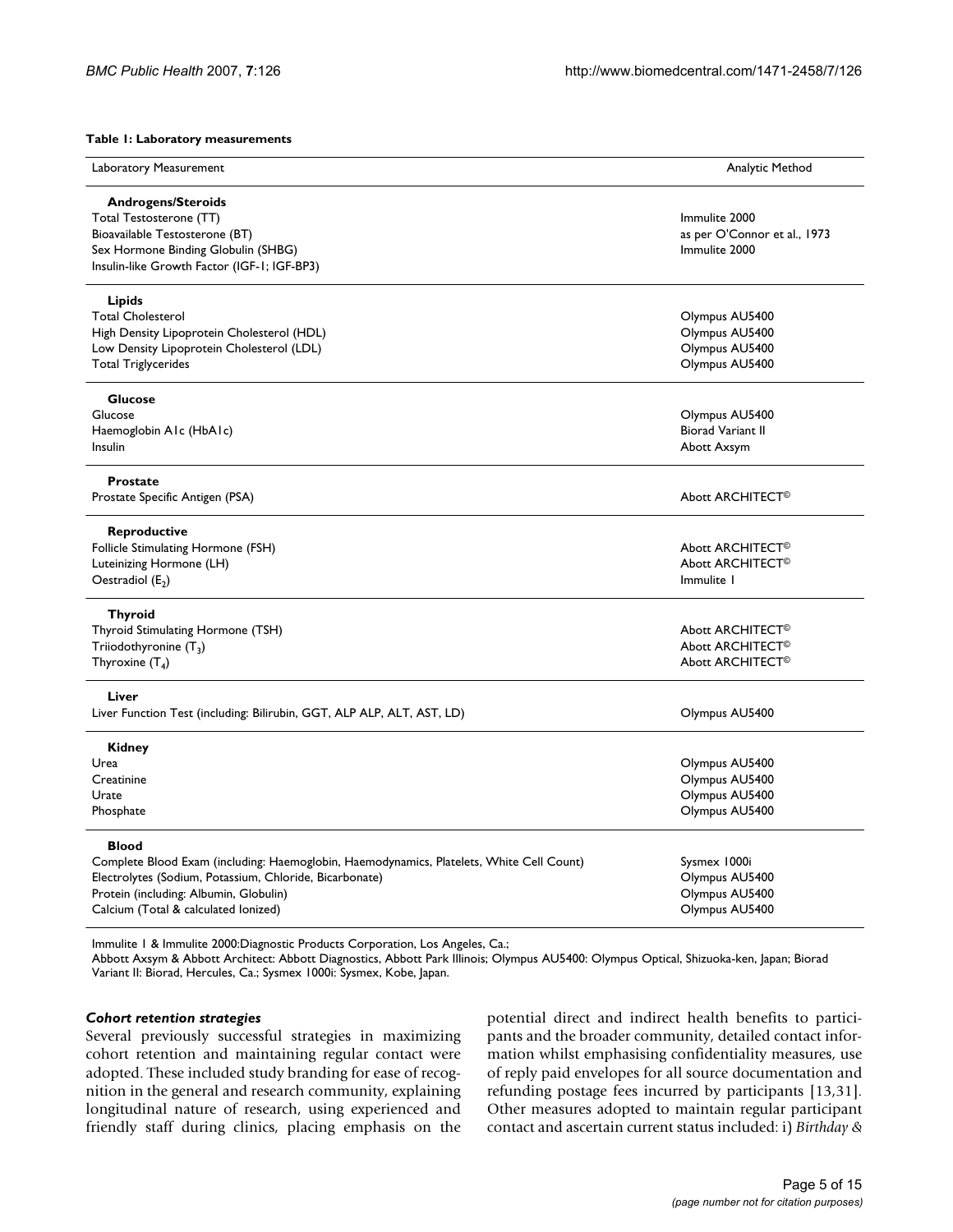**Table 1: Laboratory measurements**

| Laboratory Measurement | Analytic Method |
| --- | --- |
| **Androgens/Steroids** | |
| Total Testosterone (TT) | Immulite 2000 |
| Bioavailable Testosterone (BT) | as per O'Connor et al., 1973 |
| Sex Hormone Binding Globulin (SHBG) | Immulite 2000 |
| Insulin-like Growth Factor (IGF-1; IGF-BP3) | |
| **Lipids** | |
| Total Cholesterol | Olympus AU5400 |
| High Density Lipoprotein Cholesterol (HDL) | Olympus AU5400 |
| Low Density Lipoprotein Cholesterol (LDL) | Olympus AU5400 |
| Total Triglycerides | Olympus AU5400 |
| **Glucose** | |
| Glucose | Olympus AU5400 |
| Haemoglobin A1c (HbA1c) | Biorad Variant II |
| Insulin | Abott Axsym |
| **Prostate** | |
| Prostate Specific Antigen (PSA) | Abott ARCHITECT© |
| **Reproductive** | |
| Follicle Stimulating Hormone (FSH) | Abott ARCHITECT© |
| Luteinizing Hormone (LH) | Abott ARCHITECT© |
| Oestradiol ($E_2$) | Immulite 1 |
| **Thyroid** | |
| Thyroid Stimulating Hormone (TSH) | Abott ARCHITECT© |
| Triiodothyronine ($T_3$) | Abott ARCHITECT© |
| Thyroxine ($T_4$) | Abott ARCHITECT© |
| **Liver** | |
| Liver Function Test (including: Bilirubin, GGT, ALP ALP, ALT, AST, LD) | Olympus AU5400 |
| **Kidney** | |
| Urea | Olympus AU5400 |
| Creatinine | Olympus AU5400 |
| Urate | Olympus AU5400 |
| Phosphate | Olympus AU5400 |
| **Blood** | |
| Complete Blood Exam (including: Haemoglobin, Haemodynamics, Platelets, White Cell Count) | Sysmex 1000i |
| Electrolytes (Sodium, Potassium, Chloride, Bicarbonate) | Olympus AU5400 |
| Protein (including: Albumin, Globulin) | Olympus AU5400 |
| Calcium (Total & calculated Ionized) | Olympus AU5400 |

Immulite 1 & Immulite 2000:Diagnostic Products Corporation, Los Angeles, Ca.;
Abbott Axsym & Abbott Architect: Abbott Diagnostics, Abbott Park Illinois; Olympus AU5400: Olympus Optical, Shizuoka-ken, Japan; Biorad Variant II: Biorad, Hercules, Ca.; Sysmex 1000i: Sysmex, Kobe, Japan.

### *Cohort retention strategies*

Several previously successful strategies in maximizing cohort retention and maintaining regular contact were adopted. These included study branding for ease of recognition in the general and research community, explaining longitudinal nature of research, using experienced and friendly staff during clinics, placing emphasis on the potential direct and indirect health benefits to participants and the broader community, detailed contact information whilst emphasising confidentiality measures, use of reply paid envelopes for all source documentation and refunding postage fees incurred by participants [13,31]. Other measures adopted to maintain regular participant contact and ascertain current status included: i) *Birthday &*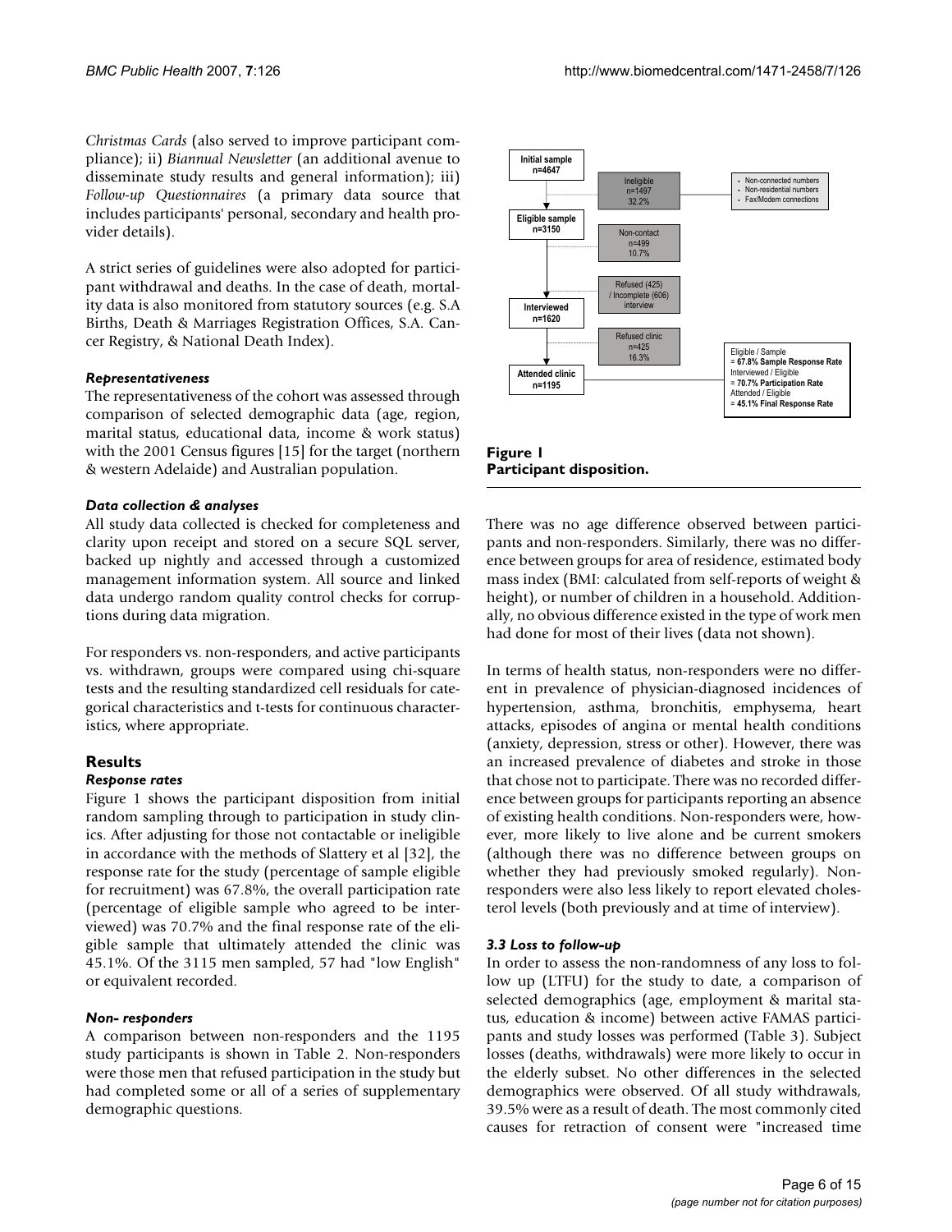*Christmas Cards* (also served to improve participant compliance); ii) *Biannual Newsletter* (an additional avenue to disseminate study results and general information); iii) *Follow-up Questionnaires* (a primary data source that includes participants' personal, secondary and health provider details).

A strict series of guidelines were also adopted for participant withdrawal and deaths. In the case of death, mortality data is also monitored from statutory sources (e.g. S.A Births, Death & Marriages Registration Offices, S.A. Cancer Registry, & National Death Index).

### *Representativeness*

The representativeness of the cohort was assessed through comparison of selected demographic data (age, region, marital status, educational data, income & work status) with the 2001 Census figures [15] for the target (northern & western Adelaide) and Australian population.

### *Data collection & analyses*

All study data collected is checked for completeness and clarity upon receipt and stored on a secure SQL server, backed up nightly and accessed through a customized management information system. All source and linked data undergo random quality control checks for corruptions during data migration.

For responders vs. non-responders, and active participants vs. withdrawn, groups were compared using chi-square tests and the resulting standardized cell residuals for categorical characteristics and t-tests for continuous characteristics, where appropriate.

## Results

### *Response rates*

Figure 1 shows the participant disposition from initial random sampling through to participation in study clinics. After adjusting for those not contactable or ineligible in accordance with the methods of Slattery et al [32], the response rate for the study (percentage of sample eligible for recruitment) was 67.8%, the overall participation rate (percentage of eligible sample who agreed to be interviewed) was 70.7% and the final response rate of the eligible sample that ultimately attended the clinic was 45.1%. Of the 3115 men sampled, 57 had "low English" or equivalent recorded.

### *Non- responders*

A comparison between non-responders and the 1195 study participants is shown in Table 2. Non-responders were those men that refused participation in the study but had completed some or all of a series of supplementary demographic questions.

Initial sample n=4647

Ineligible n=1497 32.2%

- Non-connected numbers
- Non-residential numbers
- Fax/Modem connections

Eligible sample n=3150

Non-contact n=499 10.7%

Refused (425) / Incomplete (606) interview

Interviewed n=1620

Refused clinic n=425 16.3%

Attended clinic n=1195

Eligible / Sample = **67.8% Sample Response Rate**
Interviewed / Eligible = **70.7% Participation Rate**
Attended / Eligible = **45.1% Final Response Rate**

**Figure 1**
**Participant disposition.**

There was no age difference observed between participants and non-responders. Similarly, there was no difference between groups for area of residence, estimated body mass index (BMI: calculated from self-reports of weight & height), or number of children in a household. Additionally, no obvious difference existed in the type of work men had done for most of their lives (data not shown).

In terms of health status, non-responders were no different in prevalence of physician-diagnosed incidences of hypertension, asthma, bronchitis, emphysema, heart attacks, episodes of angina or mental health conditions (anxiety, depression, stress or other). However, there was an increased prevalence of diabetes and stroke in those that chose not to participate. There was no recorded difference between groups for participants reporting an absence of existing health conditions. Non-responders were, however, more likely to live alone and be current smokers (although there was no difference between groups on whether they had previously smoked regularly). Non-responders were also less likely to report elevated cholesterol levels (both previously and at time of interview).

### *3.3 Loss to follow-up*

In order to assess the non-randomness of any loss to follow up (LTFU) for the study to date, a comparison of selected demographics (age, employment & marital status, education & income) between active FAMAS participants and study losses was performed (Table 3). Subject losses (deaths, withdrawals) were more likely to occur in the elderly subset. No other differences in the selected demographics were observed. Of all study withdrawals, 39.5% were as a result of death. The most commonly cited causes for retraction of consent were "increased time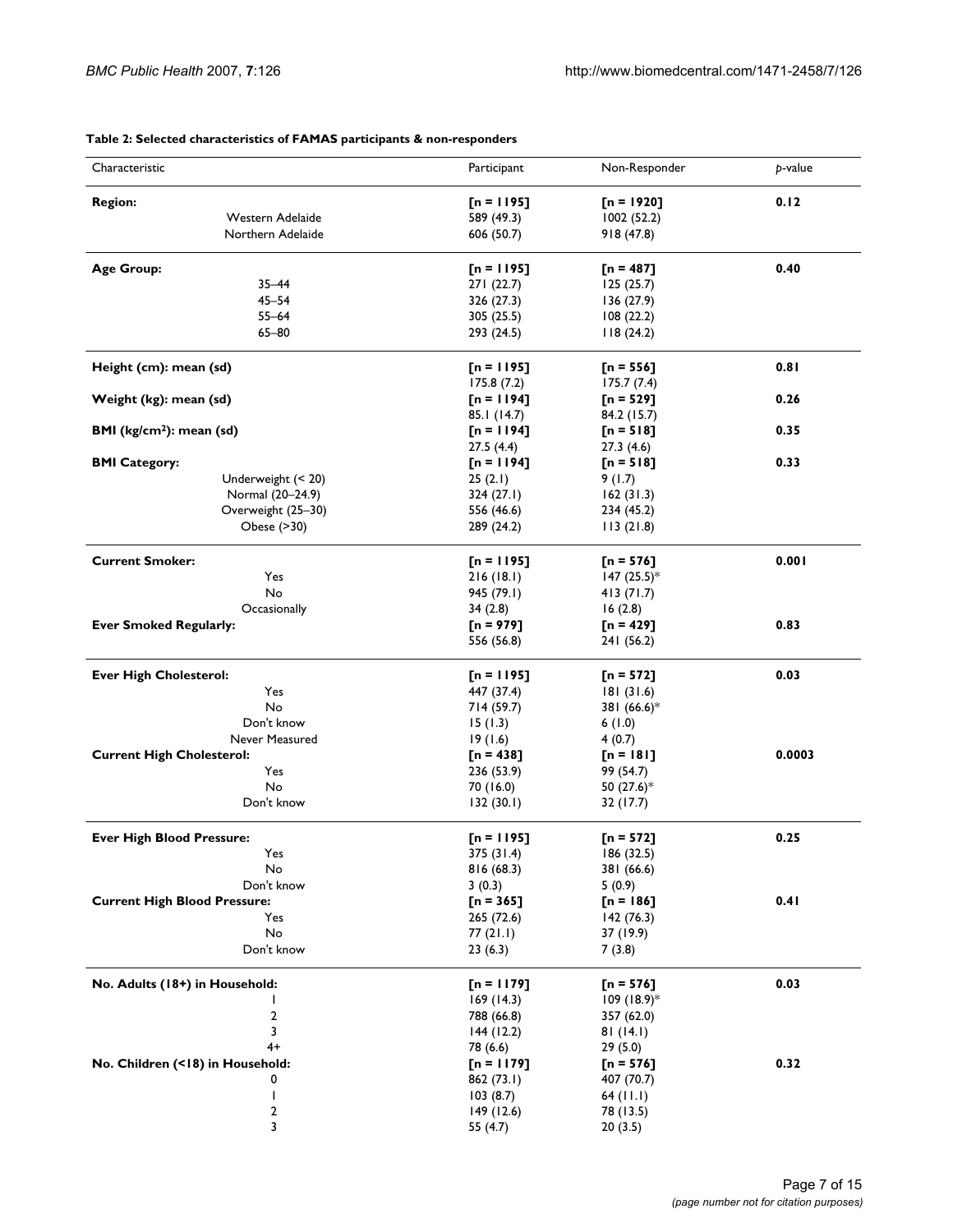**Table 2: Selected characteristics of FAMAS participants & non-responders**

| Characteristic | | Participant | Non-Responder | *p*-value |
|---|---|---|---|---|
| **Region:** | | **[n = 1195]** | **[n = 1920]** | **0.12** |
| | Western Adelaide | 589 (49.3) | 1002 (52.2) | |
| | Northern Adelaide | 606 (50.7) | 918 (47.8) | |
| **Age Group:** | | **[n = 1195]** | **[n = 487]** | **0.40** |
| | 35–44 | 271 (22.7) | 125 (25.7) | |
| | 45–54 | 326 (27.3) | 136 (27.9) | |
| | 55–64 | 305 (25.5) | 108 (22.2) | |
| | 65–80 | 293 (24.5) | 118 (24.2) | |
| **Height (cm): mean (sd)** | | **[n = 1195]** | **[n = 556]** | **0.81** |
| | | 175.8 (7.2) | 175.7 (7.4) | |
| **Weight (kg): mean (sd)** | | **[n = 1194]** | **[n = 529]** | **0.26** |
| | | 85.1 (14.7) | 84.2 (15.7) | |
| **BMI (kg/cm$^2$): mean (sd)** | | **[n = 1194]** | **[n = 518]** | **0.35** |
| | | 27.5 (4.4) | 27.3 (4.6) | |
| **BMI Category:** | | **[n = 1194]** | **[n = 518]** | **0.33** |
| | Underweight (< 20) | 25 (2.1) | 9 (1.7) | |
| | Normal (20–24.9) | 324 (27.1) | 162 (31.3) | |
| | Overweight (25–30) | 556 (46.6) | 234 (45.2) | |
| | Obese (>30) | 289 (24.2) | 113 (21.8) | |
| **Current Smoker:** | | **[n = 1195]** | **[n = 576]** | **0.001** |
| | Yes | 216 (18.1) | 147 (25.5)* | |
| | No | 945 (79.1) | 413 (71.7) | |
| | Occasionally | 34 (2.8) | 16 (2.8) | |
| **Ever Smoked Regularly:** | | **[n = 979]** | **[n = 429]** | **0.83** |
| | | 556 (56.8) | 241 (56.2) | |
| **Ever High Cholesterol:** | | **[n = 1195]** | **[n = 572]** | **0.03** |
| | Yes | 447 (37.4) | 181 (31.6) | |
| | No | 714 (59.7) | 381 (66.6)* | |
| | Don't know | 15 (1.3) | 6 (1.0) | |
| | Never Measured | 19 (1.6) | 4 (0.7) | |
| **Current High Cholesterol:** | | **[n = 438]** | **[n = 181]** | **0.0003** |
| | Yes | 236 (53.9) | 99 (54.7) | |
| | No | 70 (16.0) | 50 (27.6)* | |
| | Don't know | 132 (30.1) | 32 (17.7) | |
| **Ever High Blood Pressure:** | | **[n = 1195]** | **[n = 572]** | **0.25** |
| | Yes | 375 (31.4) | 186 (32.5) | |
| | No | 816 (68.3) | 381 (66.6) | |
| | Don't know | 3 (0.3) | 5 (0.9) | |
| **Current High Blood Pressure:** | | **[n = 365]** | **[n = 186]** | **0.41** |
| | Yes | 265 (72.6) | 142 (76.3) | |
| | No | 77 (21.1) | 37 (19.9) | |
| | Don't know | 23 (6.3) | 7 (3.8) | |
| **No. Adults (18+) in Household:** | | **[n = 1179]** | **[n = 576]** | **0.03** |
| | 1 | 169 (14.3) | 109 (18.9)* | |
| | 2 | 788 (66.8) | 357 (62.0) | |
| | 3 | 144 (12.2) | 81 (14.1) | |
| | 4+ | 78 (6.6) | 29 (5.0) | |
| **No. Children (<18) in Household:** | | **[n = 1179]** | **[n = 576]** | **0.32** |
| | 0 | 862 (73.1) | 407 (70.7) | |
| | 1 | 103 (8.7) | 64 (11.1) | |
| | 2 | 149 (12.6) | 78 (13.5) | |
| | 3 | 55 (4.7) | 20 (3.5) | |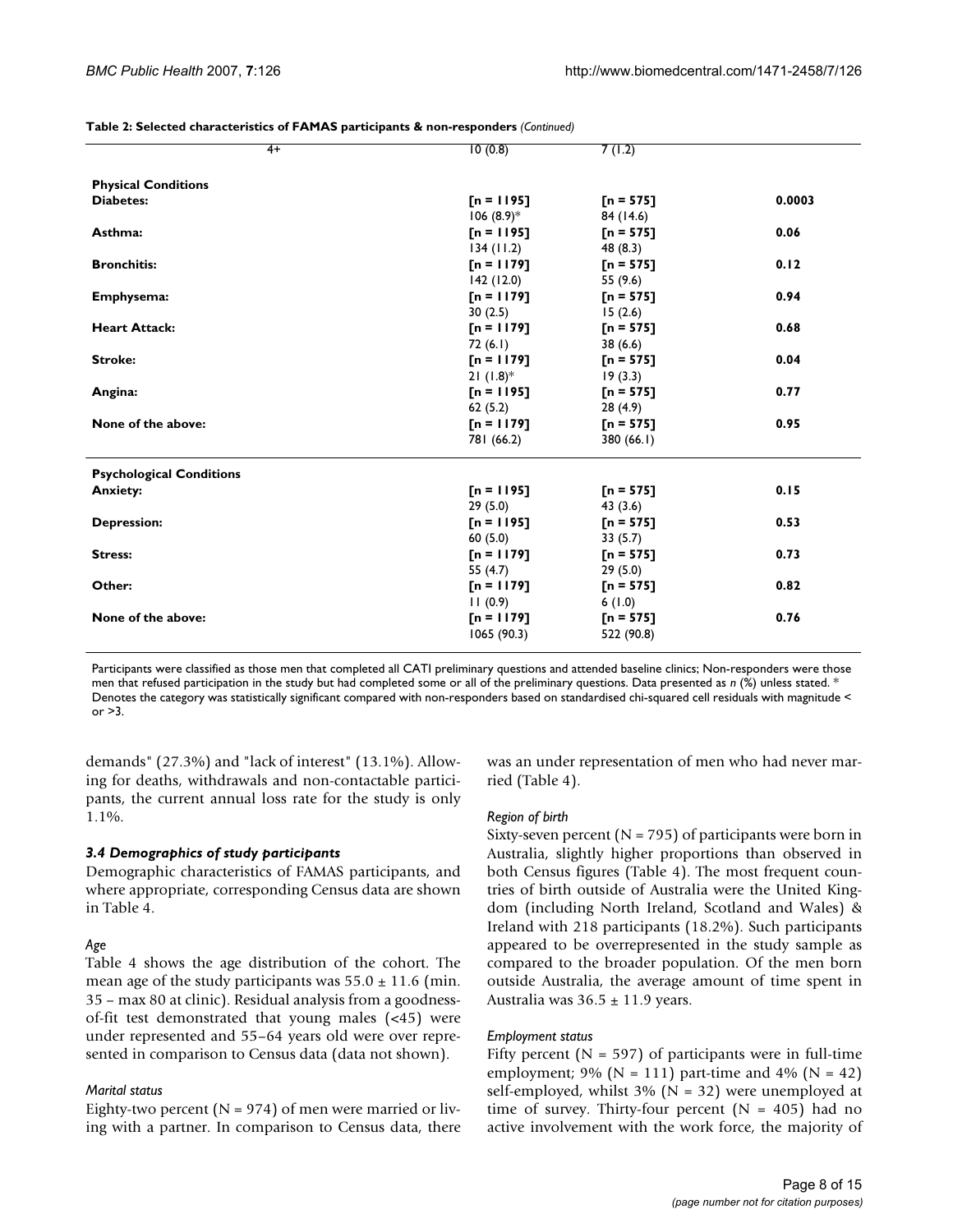**Table 2: Selected characteristics of FAMAS participants & non-responders** *(Continued)*

| | | | |
|---|---|---|---|
| 4+ | 10 (0.8) | 7 (1.2) | |
| **Physical Conditions** | | | |
| **Diabetes:** | **[n = 1195]** 106 (8.9)* | **[n = 575]** 84 (14.6) | **0.0003** |
| **Asthma:** | **[n = 1195]** 134 (11.2) | **[n = 575]** 48 (8.3) | **0.06** |
| **Bronchitis:** | **[n = 1179]** 142 (12.0) | **[n = 575]** 55 (9.6) | **0.12** |
| **Emphysema:** | **[n = 1179]** 30 (2.5) | **[n = 575]** 15 (2.6) | **0.94** |
| **Heart Attack:** | **[n = 1179]** 72 (6.1) | **[n = 575]** 38 (6.6) | **0.68** |
| **Stroke:** | **[n = 1179]** 21 (1.8)* | **[n = 575]** 19 (3.3) | **0.04** |
| **Angina:** | **[n = 1195]** 62 (5.2) | **[n = 575]** 28 (4.9) | **0.77** |
| **None of the above:** | **[n = 1179]** 781 (66.2) | **[n = 575]** 380 (66.1) | **0.95** |
| **Psychological Conditions** | | | |
| **Anxiety:** | **[n = 1195]** 29 (5.0) | **[n = 575]** 43 (3.6) | **0.15** |
| **Depression:** | **[n = 1195]** 60 (5.0) | **[n = 575]** 33 (5.7) | **0.53** |
| **Stress:** | **[n = 1179]** 55 (4.7) | **[n = 575]** 29 (5.0) | **0.73** |
| **Other:** | **[n = 1179]** 11 (0.9) | **[n = 575]** 6 (1.0) | **0.82** |
| **None of the above:** | **[n = 1179]** 1065 (90.3) | **[n = 575]** 522 (90.8) | **0.76** |

Participants were classified as those men that completed all CATI preliminary questions and attended baseline clinics; Non-responders were those men that refused participation in the study but had completed some or all of the preliminary questions. Data presented as *n* (%) unless stated. * Denotes the category was statistically significant compared with non-responders based on standardised chi-squared cell residuals with magnitude < or >3.

demands" (27.3%) and "lack of interest" (13.1%). Allowing for deaths, withdrawals and non-contactable participants, the current annual loss rate for the study is only 1.1%.

### *3.4 Demographics of study participants*

Demographic characteristics of FAMAS participants, and where appropriate, corresponding Census data are shown in Table 4.

#### *Age*

Table 4 shows the age distribution of the cohort. The mean age of the study participants was 55.0 ± 11.6 (min. 35 – max 80 at clinic). Residual analysis from a goodness-of-fit test demonstrated that young males (<45) were under represented and 55–64 years old were over represented in comparison to Census data (data not shown).

#### *Marital status*

Eighty-two percent (N = 974) of men were married or living with a partner. In comparison to Census data, there was an under representation of men who had never married (Table 4).

#### *Region of birth*

Sixty-seven percent (N = 795) of participants were born in Australia, slightly higher proportions than observed in both Census figures (Table 4). The most frequent countries of birth outside of Australia were the United Kingdom (including North Ireland, Scotland and Wales) & Ireland with 218 participants (18.2%). Such participants appeared to be overrepresented in the study sample as compared to the broader population. Of the men born outside Australia, the average amount of time spent in Australia was 36.5 ± 11.9 years.

#### *Employment status*

Fifty percent (N = 597) of participants were in full-time employment; 9% (N = 111) part-time and 4% (N = 42) self-employed, whilst 3% (N = 32) were unemployed at time of survey. Thirty-four percent (N = 405) had no active involvement with the work force, the majority of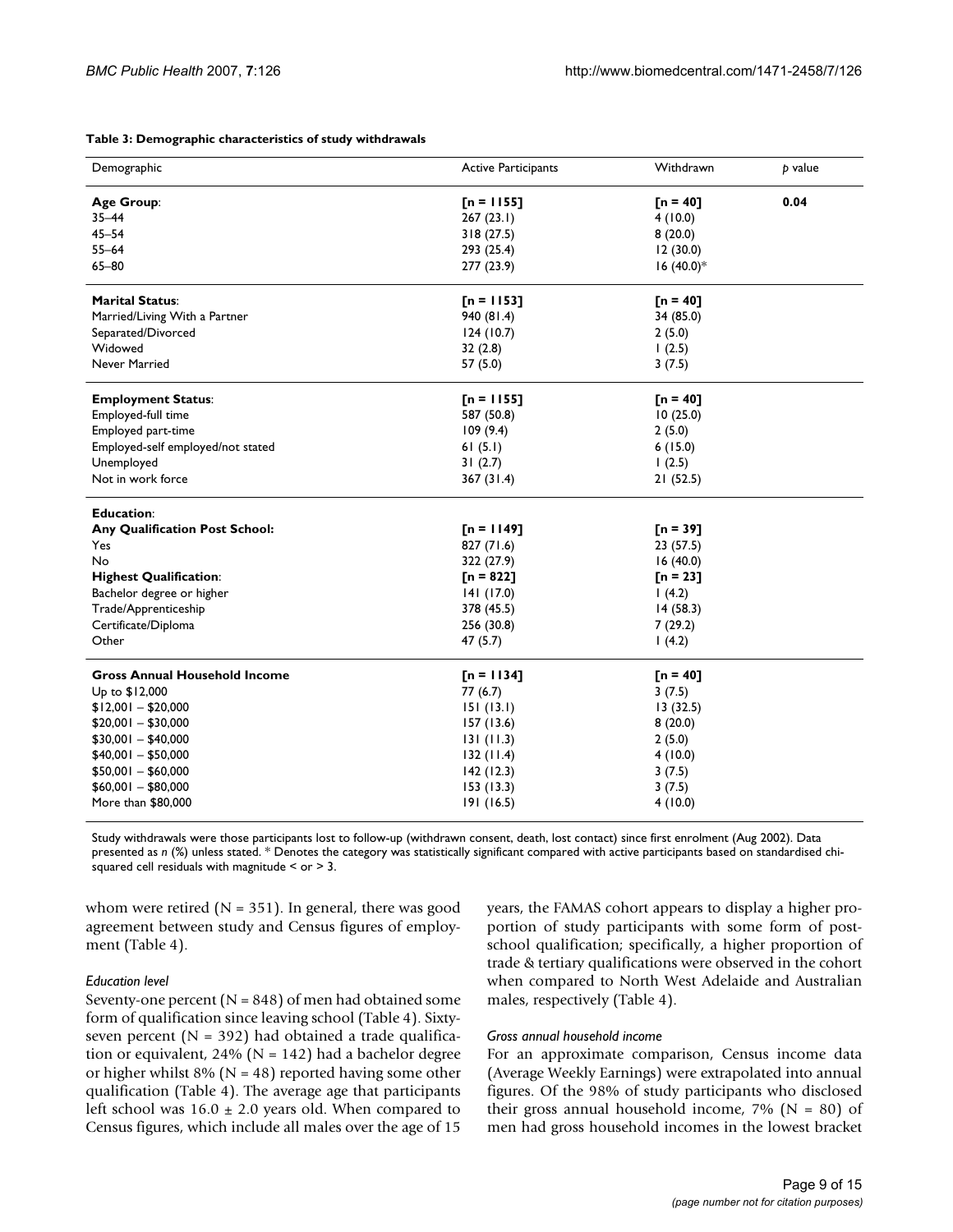**Table 3: Demographic characteristics of study withdrawals**

| Demographic | Active Participants | Withdrawn | *p* value |
|---|---|---|---|
| **Age Group**: | **[n = 1155]** | **[n = 40]** | **0.04** |
| 35–44 | 267 (23.1) | 4 (10.0) | |
| 45–54 | 318 (27.5) | 8 (20.0) | |
| 55–64 | 293 (25.4) | 12 (30.0) | |
| 65–80 | 277 (23.9) | 16 (40.0)* | |
| **Marital Status**: | **[n = 1153]** | **[n = 40]** | |
| Married/Living With a Partner | 940 (81.4) | 34 (85.0) | |
| Separated/Divorced | 124 (10.7) | 2 (5.0) | |
| Widowed | 32 (2.8) | 1 (2.5) | |
| Never Married | 57 (5.0) | 3 (7.5) | |
| **Employment Status**: | **[n = 1155]** | **[n = 40]** | |
| Employed-full time | 587 (50.8) | 10 (25.0) | |
| Employed part-time | 109 (9.4) | 2 (5.0) | |
| Employed-self employed/not stated | 61 (5.1) | 6 (15.0) | |
| Unemployed | 31 (2.7) | 1 (2.5) | |
| Not in work force | 367 (31.4) | 21 (52.5) | |
| **Education**: | | | |
| **Any Qualification Post School:** | **[n = 1149]** | **[n = 39]** | |
| Yes | 827 (71.6) | 23 (57.5) | |
| No | 322 (27.9) | 16 (40.0) | |
| **Highest Qualification**: | **[n = 822]** | **[n = 23]** | |
| Bachelor degree or higher | 141 (17.0) | 1 (4.2) | |
| Trade/Apprenticeship | 378 (45.5) | 14 (58.3) | |
| Certificate/Diploma | 256 (30.8) | 7 (29.2) | |
| Other | 47 (5.7) | 1 (4.2) | |
| **Gross Annual Household Income** | **[n = 1134]** | **[n = 40]** | |
| Up to $12,000 | 77 (6.7) | 3 (7.5) | |
| $12,001 – $20,000 | 151 (13.1) | 13 (32.5) | |
| $20,001 – $30,000 | 157 (13.6) | 8 (20.0) | |
| $30,001 – $40,000 | 131 (11.3) | 2 (5.0) | |
| $40,001 – $50,000 | 132 (11.4) | 4 (10.0) | |
| $50,001 – $60,000 | 142 (12.3) | 3 (7.5) | |
| $60,001 – $80,000 | 153 (13.3) | 3 (7.5) | |
| More than $80,000 | 191 (16.5) | 4 (10.0) | |

Study withdrawals were those participants lost to follow-up (withdrawn consent, death, lost contact) since first enrolment (Aug 2002). Data presented as *n* (%) unless stated. * Denotes the category was statistically significant compared with active participants based on standardised chi-squared cell residuals with magnitude < or > 3.

whom were retired (N = 351). In general, there was good agreement between study and Census figures of employment (Table 4).

*Education level*

Seventy-one percent (N = 848) of men had obtained some form of qualification since leaving school (Table 4). Sixty-seven percent (N = 392) had obtained a trade qualification or equivalent, 24% (N = 142) had a bachelor degree or higher whilst 8% (N = 48) reported having some other qualification (Table 4). The average age that participants left school was 16.0 ± 2.0 years old. When compared to Census figures, which include all males over the age of 15 years, the FAMAS cohort appears to display a higher proportion of study participants with some form of post-school qualification; specifically, a higher proportion of trade & tertiary qualifications were observed in the cohort when compared to North West Adelaide and Australian males, respectively (Table 4).

*Gross annual household income*

For an approximate comparison, Census income data (Average Weekly Earnings) were extrapolated into annual figures. Of the 98% of study participants who disclosed their gross annual household income, 7% (N = 80) of men had gross household incomes in the lowest bracket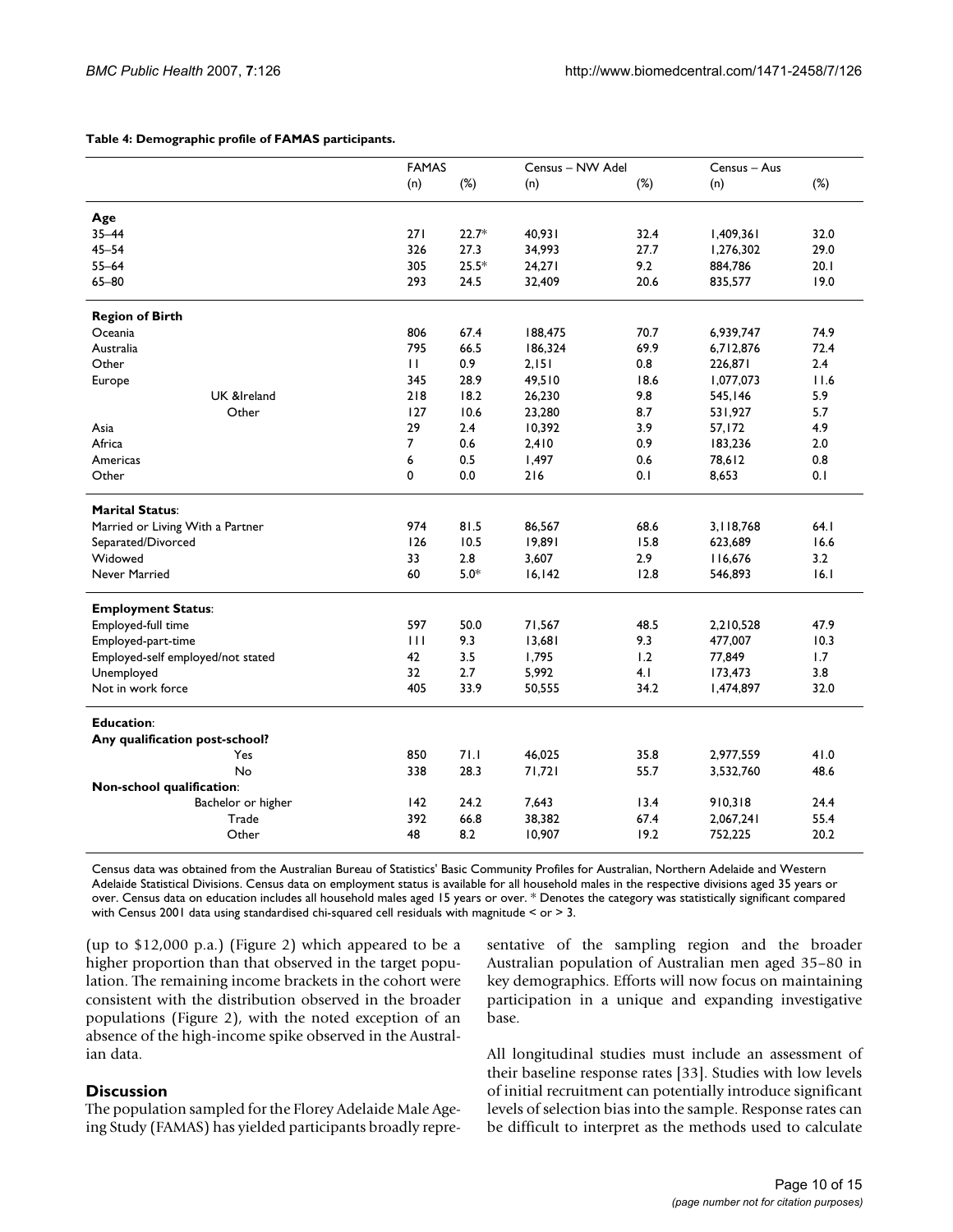**Table 4: Demographic profile of FAMAS participants.**

| | FAMAS | | Census – NW Adel | | Census – Aus | |
|---|---|---|---|---|---|---|
| | (n) | (%) | (n) | (%) | (n) | (%) |
| **Age** | | | | | | |
| 35–44 | 271 | 22.7* | 40,931 | 32.4 | 1,409,361 | 32.0 |
| 45–54 | 326 | 27.3 | 34,993 | 27.7 | 1,276,302 | 29.0 |
| 55–64 | 305 | 25.5* | 24,271 | 9.2 | 884,786 | 20.1 |
| 65–80 | 293 | 24.5 | 32,409 | 20.6 | 835,577 | 19.0 |
| **Region of Birth** | | | | | | |
| Oceania | 806 | 67.4 | 188,475 | 70.7 | 6,939,747 | 74.9 |
| Australia | 795 | 66.5 | 186,324 | 69.9 | 6,712,876 | 72.4 |
| Other | 11 | 0.9 | 2,151 | 0.8 | 226,871 | 2.4 |
| Europe | 345 | 28.9 | 49,510 | 18.6 | 1,077,073 | 11.6 |
| UK &Ireland | 218 | 18.2 | 26,230 | 9.8 | 545,146 | 5.9 |
| Other | 127 | 10.6 | 23,280 | 8.7 | 531,927 | 5.7 |
| Asia | 29 | 2.4 | 10,392 | 3.9 | 57,172 | 4.9 |
| Africa | 7 | 0.6 | 2,410 | 0.9 | 183,236 | 2.0 |
| Americas | 6 | 0.5 | 1,497 | 0.6 | 78,612 | 0.8 |
| Other | 0 | 0.0 | 216 | 0.1 | 8,653 | 0.1 |
| **Marital Status**: | | | | | | |
| Married or Living With a Partner | 974 | 81.5 | 86,567 | 68.6 | 3,118,768 | 64.1 |
| Separated/Divorced | 126 | 10.5 | 19,891 | 15.8 | 623,689 | 16.6 |
| Widowed | 33 | 2.8 | 3,607 | 2.9 | 116,676 | 3.2 |
| Never Married | 60 | 5.0* | 16,142 | 12.8 | 546,893 | 16.1 |
| **Employment Status**: | | | | | | |
| Employed-full time | 597 | 50.0 | 71,567 | 48.5 | 2,210,528 | 47.9 |
| Employed-part-time | 111 | 9.3 | 13,681 | 9.3 | 477,007 | 10.3 |
| Employed-self employed/not stated | 42 | 3.5 | 1,795 | 1.2 | 77,849 | 1.7 |
| Unemployed | 32 | 2.7 | 5,992 | 4.1 | 173,473 | 3.8 |
| Not in work force | 405 | 33.9 | 50,555 | 34.2 | 1,474,897 | 32.0 |
| **Education**: | | | | | | |
| **Any qualification post-school?** | | | | | | |
| Yes | 850 | 71.1 | 46,025 | 35.8 | 2,977,559 | 41.0 |
| No | 338 | 28.3 | 71,721 | 55.7 | 3,532,760 | 48.6 |
| **Non-school qualification**: | | | | | | |
| Bachelor or higher | 142 | 24.2 | 7,643 | 13.4 | 910,318 | 24.4 |
| Trade | 392 | 66.8 | 38,382 | 67.4 | 2,067,241 | 55.4 |
| Other | 48 | 8.2 | 10,907 | 19.2 | 752,225 | 20.2 |

Census data was obtained from the Australian Bureau of Statistics' Basic Community Profiles for Australian, Northern Adelaide and Western Adelaide Statistical Divisions. Census data on employment status is available for all household males in the respective divisions aged 35 years or over. Census data on education includes all household males aged 15 years or over. * Denotes the category was statistically significant compared with Census 2001 data using standardised chi-squared cell residuals with magnitude < or > 3.

(up to $12,000 p.a.) (Figure 2) which appeared to be a higher proportion than that observed in the target population. The remaining income brackets in the cohort were consistent with the distribution observed in the broader populations (Figure 2), with the noted exception of an absence of the high-income spike observed in the Australian data.

## Discussion

The population sampled for the Florey Adelaide Male Ageing Study (FAMAS) has yielded participants broadly representative of the sampling region and the broader Australian population of Australian men aged 35–80 in key demographics. Efforts will now focus on maintaining participation in a unique and expanding investigative base.

All longitudinal studies must include an assessment of their baseline response rates [33]. Studies with low levels of initial recruitment can potentially introduce significant levels of selection bias into the sample. Response rates can be difficult to interpret as the methods used to calculate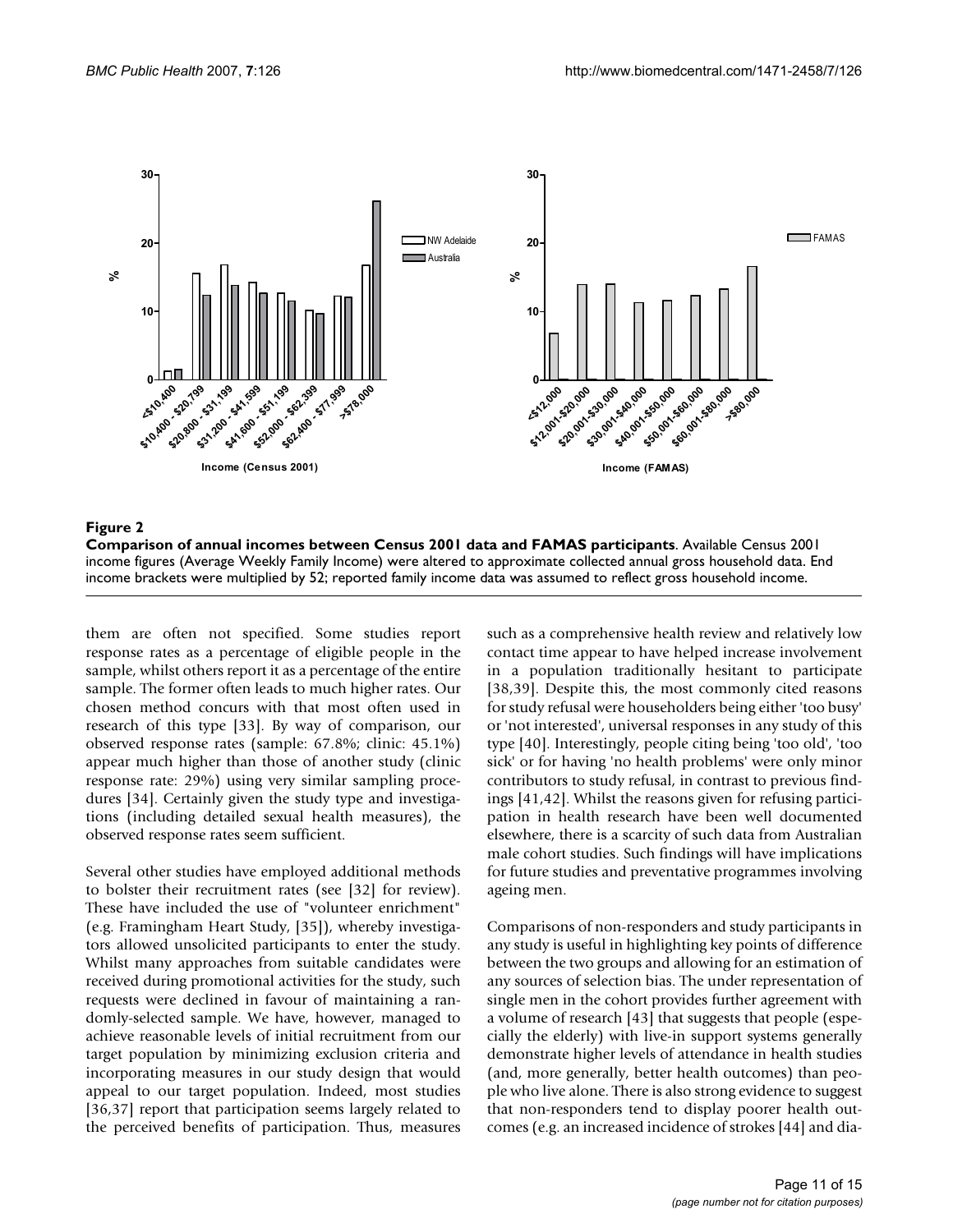**Figure 2**

**Comparison of annual incomes between Census 2001 data and FAMAS participants**. Available Census 2001 income figures (Average Weekly Family Income) were altered to approximate collected annual gross household data. End income brackets were multiplied by 52; reported family income data was assumed to reflect gross household income.

them are often not specified. Some studies report response rates as a percentage of eligible people in the sample, whilst others report it as a percentage of the entire sample. The former often leads to much higher rates. Our chosen method concurs with that most often used in research of this type [33]. By way of comparison, our observed response rates (sample: 67.8%; clinic: 45.1%) appear much higher than those of another study (clinic response rate: 29%) using very similar sampling procedures [34]. Certainly given the study type and investigations (including detailed sexual health measures), the observed response rates seem sufficient.

Several other studies have employed additional methods to bolster their recruitment rates (see [32] for review). These have included the use of "volunteer enrichment" (e.g. Framingham Heart Study, [35]), whereby investigators allowed unsolicited participants to enter the study. Whilst many approaches from suitable candidates were received during promotional activities for the study, such requests were declined in favour of maintaining a randomly-selected sample. We have, however, managed to achieve reasonable levels of initial recruitment from our target population by minimizing exclusion criteria and incorporating measures in our study design that would appeal to our target population. Indeed, most studies [36,37] report that participation seems largely related to the perceived benefits of participation. Thus, measures such as a comprehensive health review and relatively low contact time appear to have helped increase involvement in a population traditionally hesitant to participate [38,39]. Despite this, the most commonly cited reasons for study refusal were householders being either 'too busy' or 'not interested', universal responses in any study of this type [40]. Interestingly, people citing being 'too old', 'too sick' or for having 'no health problems' were only minor contributors to study refusal, in contrast to previous findings [41,42]. Whilst the reasons given for refusing participation in health research have been well documented elsewhere, there is a scarcity of such data from Australian male cohort studies. Such findings will have implications for future studies and preventative programmes involving ageing men.

Comparisons of non-responders and study participants in any study is useful in highlighting key points of difference between the two groups and allowing for an estimation of any sources of selection bias. The under representation of single men in the cohort provides further agreement with a volume of research [43] that suggests that people (especially the elderly) with live-in support systems generally demonstrate higher levels of attendance in health studies (and, more generally, better health outcomes) than people who live alone. There is also strong evidence to suggest that non-responders tend to display poorer health outcomes (e.g. an increased incidence of strokes [44] and dia-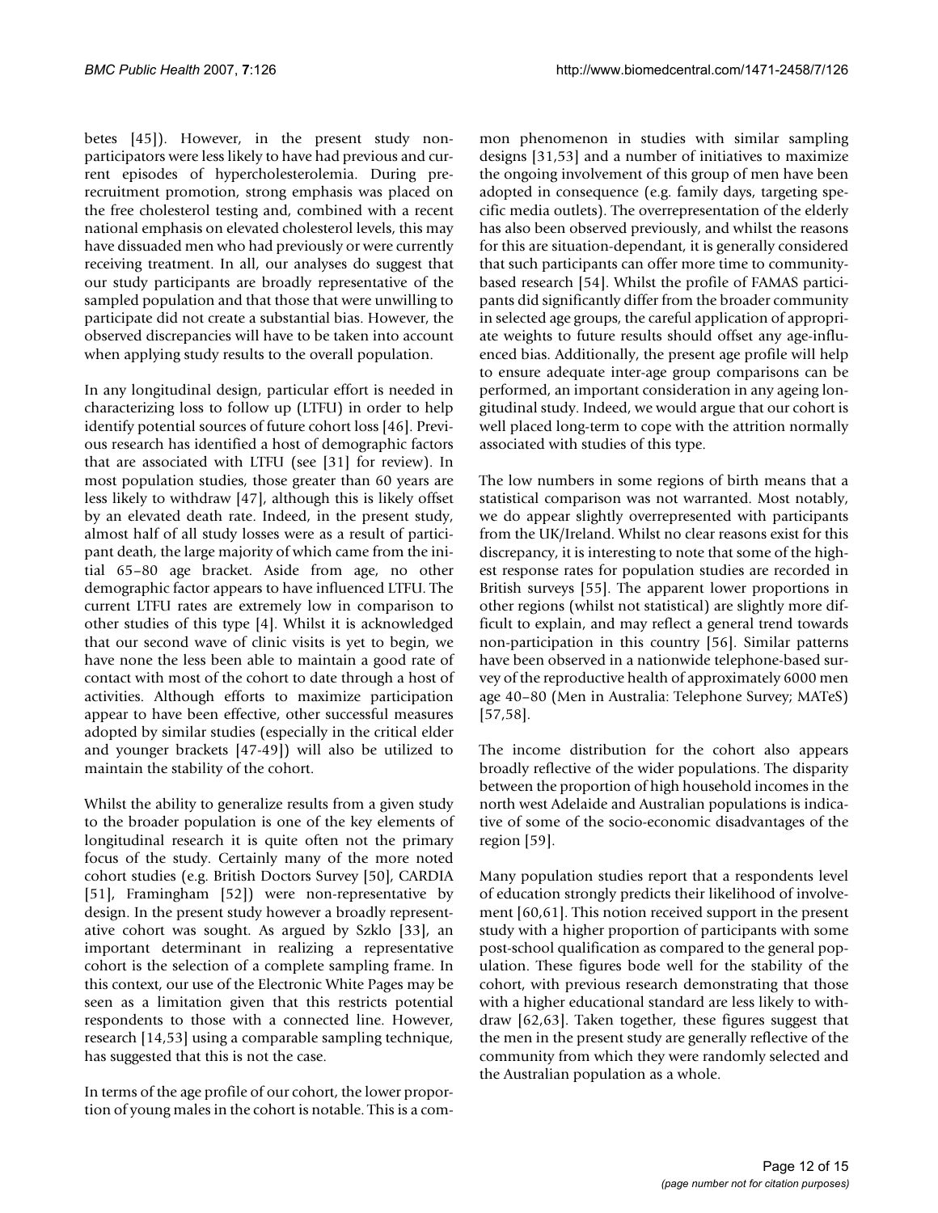betes [45]). However, in the present study non-participators were less likely to have had previous and current episodes of hypercholesterolemia. During pre-recruitment promotion, strong emphasis was placed on the free cholesterol testing and, combined with a recent national emphasis on elevated cholesterol levels, this may have dissuaded men who had previously or were currently receiving treatment. In all, our analyses do suggest that our study participants are broadly representative of the sampled population and that those that were unwilling to participate did not create a substantial bias. However, the observed discrepancies will have to be taken into account when applying study results to the overall population.

In any longitudinal design, particular effort is needed in characterizing loss to follow up (LTFU) in order to help identify potential sources of future cohort loss [46]. Previous research has identified a host of demographic factors that are associated with LTFU (see [31] for review). In most population studies, those greater than 60 years are less likely to withdraw [47], although this is likely offset by an elevated death rate. Indeed, in the present study, almost half of all study losses were as a result of participant death, the large majority of which came from the initial 65–80 age bracket. Aside from age, no other demographic factor appears to have influenced LTFU. The current LTFU rates are extremely low in comparison to other studies of this type [4]. Whilst it is acknowledged that our second wave of clinic visits is yet to begin, we have none the less been able to maintain a good rate of contact with most of the cohort to date through a host of activities. Although efforts to maximize participation appear to have been effective, other successful measures adopted by similar studies (especially in the critical elder and younger brackets [47-49]) will also be utilized to maintain the stability of the cohort.

Whilst the ability to generalize results from a given study to the broader population is one of the key elements of longitudinal research it is quite often not the primary focus of the study. Certainly many of the more noted cohort studies (e.g. British Doctors Survey [50], CARDIA [51], Framingham [52]) were non-representative by design. In the present study however a broadly representative cohort was sought. As argued by Szklo [33], an important determinant in realizing a representative cohort is the selection of a complete sampling frame. In this context, our use of the Electronic White Pages may be seen as a limitation given that this restricts potential respondents to those with a connected line. However, research [14,53] using a comparable sampling technique, has suggested that this is not the case.

In terms of the age profile of our cohort, the lower proportion of young males in the cohort is notable. This is a common phenomenon in studies with similar sampling designs [31,53] and a number of initiatives to maximize the ongoing involvement of this group of men have been adopted in consequence (e.g. family days, targeting specific media outlets). The overrepresentation of the elderly has also been observed previously, and whilst the reasons for this are situation-dependant, it is generally considered that such participants can offer more time to community-based research [54]. Whilst the profile of FAMAS participants did significantly differ from the broader community in selected age groups, the careful application of appropriate weights to future results should offset any age-influenced bias. Additionally, the present age profile will help to ensure adequate inter-age group comparisons can be performed, an important consideration in any ageing longitudinal study. Indeed, we would argue that our cohort is well placed long-term to cope with the attrition normally associated with studies of this type.

The low numbers in some regions of birth means that a statistical comparison was not warranted. Most notably, we do appear slightly overrepresented with participants from the UK/Ireland. Whilst no clear reasons exist for this discrepancy, it is interesting to note that some of the highest response rates for population studies are recorded in British surveys [55]. The apparent lower proportions in other regions (whilst not statistical) are slightly more difficult to explain, and may reflect a general trend towards non-participation in this country [56]. Similar patterns have been observed in a nationwide telephone-based survey of the reproductive health of approximately 6000 men age 40–80 (Men in Australia: Telephone Survey; MATeS) [57,58].

The income distribution for the cohort also appears broadly reflective of the wider populations. The disparity between the proportion of high household incomes in the north west Adelaide and Australian populations is indicative of some of the socio-economic disadvantages of the region [59].

Many population studies report that a respondents level of education strongly predicts their likelihood of involvement [60,61]. This notion received support in the present study with a higher proportion of participants with some post-school qualification as compared to the general population. These figures bode well for the stability of the cohort, with previous research demonstrating that those with a higher educational standard are less likely to withdraw [62,63]. Taken together, these figures suggest that the men in the present study are generally reflective of the community from which they were randomly selected and the Australian population as a whole.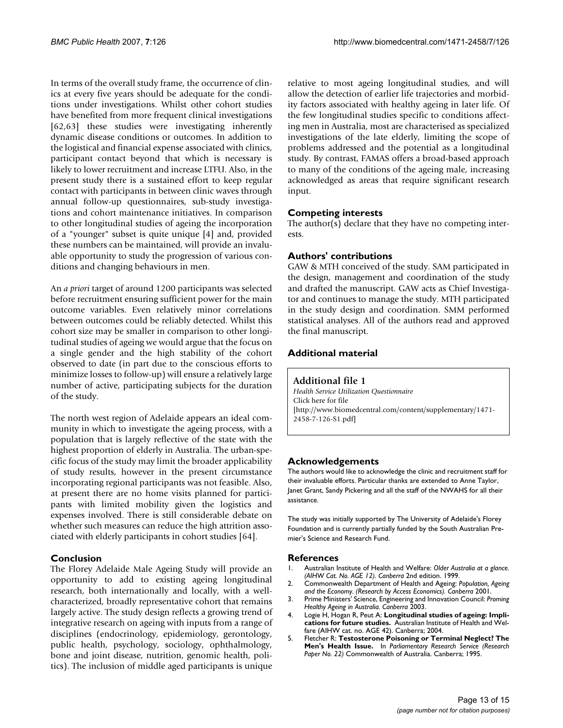In terms of the overall study frame, the occurrence of clinics at every five years should be adequate for the conditions under investigations. Whilst other cohort studies have benefited from more frequent clinical investigations [62,63] these studies were investigating inherently dynamic disease conditions or outcomes. In addition to the logistical and financial expense associated with clinics, participant contact beyond that which is necessary is likely to lower recruitment and increase LTFU. Also, in the present study there is a sustained effort to keep regular contact with participants in between clinic waves through annual follow-up questionnaires, sub-study investigations and cohort maintenance initiatives. In comparison to other longitudinal studies of ageing the incorporation of a "younger" subset is quite unique [4] and, provided these numbers can be maintained, will provide an invaluable opportunity to study the progression of various conditions and changing behaviours in men.

An *a priori* target of around 1200 participants was selected before recruitment ensuring sufficient power for the main outcome variables. Even relatively minor correlations between outcomes could be reliably detected. Whilst this cohort size may be smaller in comparison to other longitudinal studies of ageing we would argue that the focus on a single gender and the high stability of the cohort observed to date (in part due to the conscious efforts to minimize losses to follow-up) will ensure a relatively large number of active, participating subjects for the duration of the study.

The north west region of Adelaide appears an ideal community in which to investigate the ageing process, with a population that is largely reflective of the state with the highest proportion of elderly in Australia. The urban-specific focus of the study may limit the broader applicability of study results, however in the present circumstance incorporating regional participants was not feasible. Also, at present there are no home visits planned for participants with limited mobility given the logistics and expenses involved. There is still considerable debate on whether such measures can reduce the high attrition associated with elderly participants in cohort studies [64].

## Conclusion

The Florey Adelaide Male Ageing Study will provide an opportunity to add to existing ageing longitudinal research, both internationally and locally, with a well-characterized, broadly representative cohort that remains largely active. The study design reflects a growing trend of integrative research on ageing with inputs from a range of disciplines (endocrinology, epidemiology, gerontology, public health, psychology, sociology, ophthalmology, bone and joint disease, nutrition, genomic health, politics). The inclusion of middle aged participants is unique relative to most ageing longitudinal studies, and will allow the detection of earlier life trajectories and morbidity factors associated with healthy ageing in later life. Of the few longitudinal studies specific to conditions affecting men in Australia, most are characterised as specialized investigations of the late elderly, limiting the scope of problems addressed and the potential as a longitudinal study. By contrast, FAMAS offers a broad-based approach to many of the conditions of the ageing male, increasing acknowledged as areas that require significant research input.

## Competing interests

The author(s) declare that they have no competing interests.

## Authors' contributions

GAW & MTH conceived of the study. SAM participated in the design, management and coordination of the study and drafted the manuscript. GAW acts as Chief Investigator and continues to manage the study. MTH participated in the study design and coordination. SMM performed statistical analyses. All of the authors read and approved the final manuscript.

## Additional material

**Additional file 1**
*Health Service Utilization Questionnaire*
Click here for file
[http://www.biomedcentral.com/content/supplementary/1471-2458-7-126-S1.pdf]

## Acknowledgements

The authors would like to acknowledge the clinic and recruitment staff for their invaluable efforts. Particular thanks are extended to Anne Taylor, Janet Grant, Sandy Pickering and all the staff of the NWAHS for all their assistance.

The study was initially supported by The University of Adelaide's Florey Foundation and is currently partially funded by the South Australian Premier's Science and Research Fund.

## References

1. Australian Institute of Health and Welfare: *Older Australia at a glance. (AIHW Cat. No. AGE 12). Canberra* 2nd edition. 1999.
2. Commonwealth Department of Health and Ageing: *Population, Ageing and the Economy. (Research by Access Economics). Canberra* 2001.
3. Prime Ministers' Science, Engineering and Innovation Council: *Proming Healthy Ageing in Australia. Canberra* 2003.
4. Logie H, Hogan R, Peut A: **Longitudinal studies of ageing: Implications for future studies.** Australian Institute of Health and Welfare (AIHW cat. no. AGE 42). Canberra; 2004.
5. Fletcher R: **Testosterone Poisoning or Terminal Neglect? The Men's Health Issue.** In *Parliamentary Research Service (Research Paper No. 22)* Commonwealth of Australia. Canberra; 1995.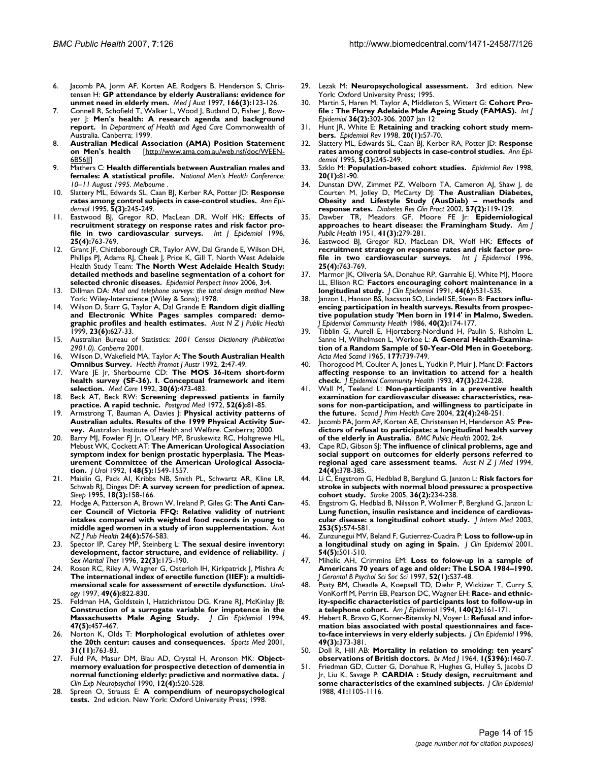6. Jacomb PA, Jorm AF, Korten AE, Rodgers B, Henderson S, Christensen H: **GP attendance by elderly Australians: evidence for unmet need in elderly men.** *Med J Aust* 1997, **166(3):**123-126.
7. Connell R, Schofield T, Walker L, Wood J, Butland D, Fisher J, Bowyer J: **Men's health: A research agenda and background report.** In *Department of Health and Aged Care* Commonwealth of Australia. Canberra; 1999.
8. **Australian Medical Association (AMA) Position Statement on Men's health** [http://www.ama.com.au/web.nsf/doc/WEEN-6B56JJ]
9. Mathers C: **Health differentials between Australian males and females: A statistical profile.** *National Men's Health Conference: 10–11 August 1995. Melbourne* .
10. Slattery ML, Edwards SL, Caan BJ, Kerber RA, Potter JD: **Response rates among control subjects in case-control studies.** *Ann Epidemiol* 1995, **5(3):**245-249.
11. Eastwood BJ, Gregor RD, MacLean DR, Wolf HK: **Effects of recruitment strategy on response rates and risk factor profile in two cardiovascular surveys.** *Int J Epidemiol* 1996, **25(4):**763-769.
12. Grant JF, Chittleborough CR, Taylor AW, Dal Grande E, Wilson DH, Phillips PJ, Adams RJ, Cheek J, Price K, Gill T, North West Adelaide Health Study Team: **The North West Adelaide Health Study: detailed methods and baseline segmentation of a cohort for selected chronic diseases.** *Epidemiol Perspect Innov* 2006, **3:**4.
13. Dillman DA: *Mail and telephone surveys: the total design method* New York: Wiley-Interscience (Wiley & Sons); 1978.
14. Wilson D, Starr G, Taylor A, Dal Grande E: **Random digit dialling and Electronic White Pages samples compared: demographic profiles and health estimates.** *Aust N Z J Public Health* 1999, **23(6):**627-33.
15. Australian Bureau of Statistics: *2001 Census Dictionary (Publication 2901.0). Canberra* 2001.
16. Wilson D, Wakefield MA, Taylor A: **The South Australian Health Omnibus Survey.** *Health Promot J Austr* 1992, **2:**47-49.
17. Ware JE Jr, Sherbourne CD: **The MOS 36-item short-form health survey (SF-36). I. Conceptual framework and item selection.** *Med Care* 1992, **30(6):**473-483.
18. Beck AT, Beck RW: **Screening depressed patients in family practice. A rapid technic.** *Postgrad Med* 1972, **52(6):**81-85.
19. Armstrong T, Bauman A, Davies J: **Physical activity patterns of Australian adults. Results of the 1999 Physical Activity Survey.** Australian Institute of Health and Welfare. Canberra; 2000.
20. Barry MJ, Fowler FJ Jr, O'Leary MP, Bruskewitz RC, Holtgrewe HL, Mebust WK, Cockett AT: **The American Urological Association symptom index for benign prostatic hyperplasia. The Measurement Committee of the American Urological Association.** *J Urol* 1992, **148(5):**1549-1557.
21. Maislin G, Pack AI, Kribbs NB, Smith PL, Schwartz AR, Kline LR, Schwab RJ, Dinges DF: **A survey screen for prediction of apnea.** *Sleep* 1995, **18(3):**158-166.
22. Hodge A, Patterson A, Brown W, Ireland P, Giles G: **The Anti Cancer Council of Victoria FFQ: Relative validity of nutrient intakes compared with weighted food records in young to middle aged women in a study of iron supplementation.** *Aust NZ J Pub Health* **24(6):**576-583.
23. Spector IP, Carey MP, Steinberg L: **The sexual desire inventory: development, factor structure, and evidence of reliability.** *J Sex Marital Ther* 1996, **22(3):**175-190.
24. Rosen RC, Riley A, Wagner G, Osterloh IH, Kirkpatrick J, Mishra A: **The international index of erectile function (IIEF): a multidimensional scale for assessment of erectile dysfunction.** *Urology* 1997, **49(6):**822-830.
25. Feldman HA, Goldstein I, Hatzichristou DG, Krane RJ, McKinlay JB: **Construction of a surrogate variable for impotence in the Massachusetts Male Aging Study.** *J Clin Epidemiol* 1994, **47(5):**457-467.
26. Norton K, Olds T: **Morphological evolution of athletes over the 20th centur: causes and consequences.** *Sports Med* 2001, **31(11):**763-83.
27. Fuld PA, Masur DM, Blau AD, Crystal H, Aronson MK: **Object-memory evaluation for prospective detection of dementia in normal functioning elderly: predictive and normative data.** *J Clin Exp Neuropsychol* 1990, **12(4):**520-528.
28. Spreen O, Strauss E: **A compendium of neuropsychological tests.** 2nd edition. New York: Oxford University Press; 1998.
29. Lezak M: **Neuropsychological assessment.** 3rd edition. New York: Oxford University Press; 1995.
30. Martin S, Haren M, Taylor A, Middleton S, Wittert G: **Cohort Profile : The Florey Adelaide Male Ageing Study (FAMAS).** *Int J Epidemiol* **36(2):**302-306. 2007 Jan 12
31. Hunt JR, White E: **Retaining and tracking cohort study members.** *Epidemiol Rev* 1998, **20(1):**57-70.
32. Slattery ML, Edwards SL, Caan BJ, Kerber RA, Potter JD: **Response rates among control subjects in case-control studies.** *Ann Epidemiol* 1995, **5(3):**245-249.
33. Szklo M: **Population-based cohort studies.** *Epidemiol Rev* 1998, **20(1):**81-90.
34. Dunstan DW, Zimmet PZ, Welborn TA, Cameron AJ, Shaw J, de Courten M, Jolley D, McCarty DJ: **The Australian Diabetes, Obesity and Lifestyle Study (AusDiab) – methods and response rates.** *Diabetes Res Clin Pract* 2002, **57(2):**119-129.
35. Dawber TR, Meadors GF, Moore FE Jr: **Epidemiological approaches to heart disease: the Framingham Study.** *Am J Public Health* 1951, **41(3):**279-281.
36. Eastwood BJ, Gregor RD, MacLean DR, Wolf HK: **Effects of recruitment strategy on response rates and risk factor profile in two cardiovascular surveys.** *Int J Epidemiol* 1996, **25(4):**763-769.
37. Marmor JK, Oliveria SA, Donahue RP, Garrahie EJ, White MJ, Moore LL, Ellison RC: **Factors encouraging cohort maintenance in a longitudinal study.** *J Clin Epidemiol* 1991, **44(6):**531-535.
38. Janzon L, Hanson BS, Isacsson SO, Lindell SE, Steen B: **Factors influencing participation in health surveys. Results from prospective population study 'Men born in 1914' in Malmo, Sweden.** *J Epidemiol Community Health* 1986, **40(2):**174-177.
39. Tibblin G, Aurell E, Hjortzberg-Nordlund H, Paulin S, Risholm L, Sanne H, Wilhelmsen L, Werkoe L: **A General Health-Examination of a Random Sample of 50-Year-Old Men in Goeteborg.** *Acta Med Scand* 1965, **177:**739-749.
40. Thorogood M, Coulter A, Jones L, Yudkin P, Muir J, Mant D: **Factors affecting response to an invitation to attend for a health check.** *J Epidemiol Community Health* 1993, **47(3):**224-228.
41. Wall M, Teeland L: **Non-participants in a preventive health examination for cardiovascular disease: characteristics, reasons for non-participation, and willingness to participate in the future.** *Scand J Prim Health Care* 2004, **22(4):**248-251.
42. Jacomb PA, Jorm AF, Korten AE, Christensen H, Henderson AS: **Predictors of refusal to participate: a longitudinal health survey of the elderly in Australia.** *BMC Public Health* 2002, **2:**4.
43. Cape RD, Gibson SJ: **The influence of clinical problems, age and social support on outcomes for elderly persons referred to regional aged care assessment teams.** *Aust N Z J Med* 1994, **24(4):**378-385.
44. Li C, Engstrom G, Hedblad B, Berglund G, Janzon L: **Risk factors for stroke in subjects with normal blood pressure: a prospective cohort study.** *Stroke* 2005, **36(2):**234-238.
45. Engstrom G, Hedblad B, Nilsson P, Wollmer P, Berglund G, Janzon L: **Lung function, insulin resistance and incidence of cardiovascular disease: a longitudinal cohort study.** *J Intern Med* 2003, **253(5):**574-581.
46. Zunzunegui MV, Beland F, Gutierrez-Cuadra P: **Loss to follow-up in a longitudinal study on aging in Spain.** *J Clin Epidemiol* 2001, **54(5):**501-510.
47. Mihelic AH, Crimmins EM: **Loss to folow-up in a sample of Americans 70 years of age and older: The LSOA 1984–1990.** *J Gerontol B Psychol Sci Soc Sci* 1997, **52(1):**S37-48.
48. Psaty BM, Cheadle A, Koepsell TD, Diehr P, Wickizer T, Curry S, VonKorff M, Perrin EB, Pearson DC, Wagner EH: **Race- and ethnicity-specific characteristics of participants lost to follow-up in a telephone cohort.** *Am J Epidemiol* 1994, **140(2):**161-171.
49. Hebert R, Bravo G, Korner-Bitensky N, Voyer L: **Refusal and information bias associated with postal questionnaires and face-to-face interviews in very elderly subjects.** *J Clin Epidemiol* 1996, **49(3):**373-381.
50. Doll R, Hill AB: **Mortality in relation to smoking: ten years' observations of British doctors.** *Br Med J* 1964, **1(5396):**1460-7.
51. Friedman GD, Cutter G, Donahue R, Hughes G, Hulley S, Jacobs D Jr, Liu K, Savage P: **CARDIA : Study design, recruitment and some characteristics of the examined subjects.** *J Clin Epidemiol* 1988, **41:**1105-1116.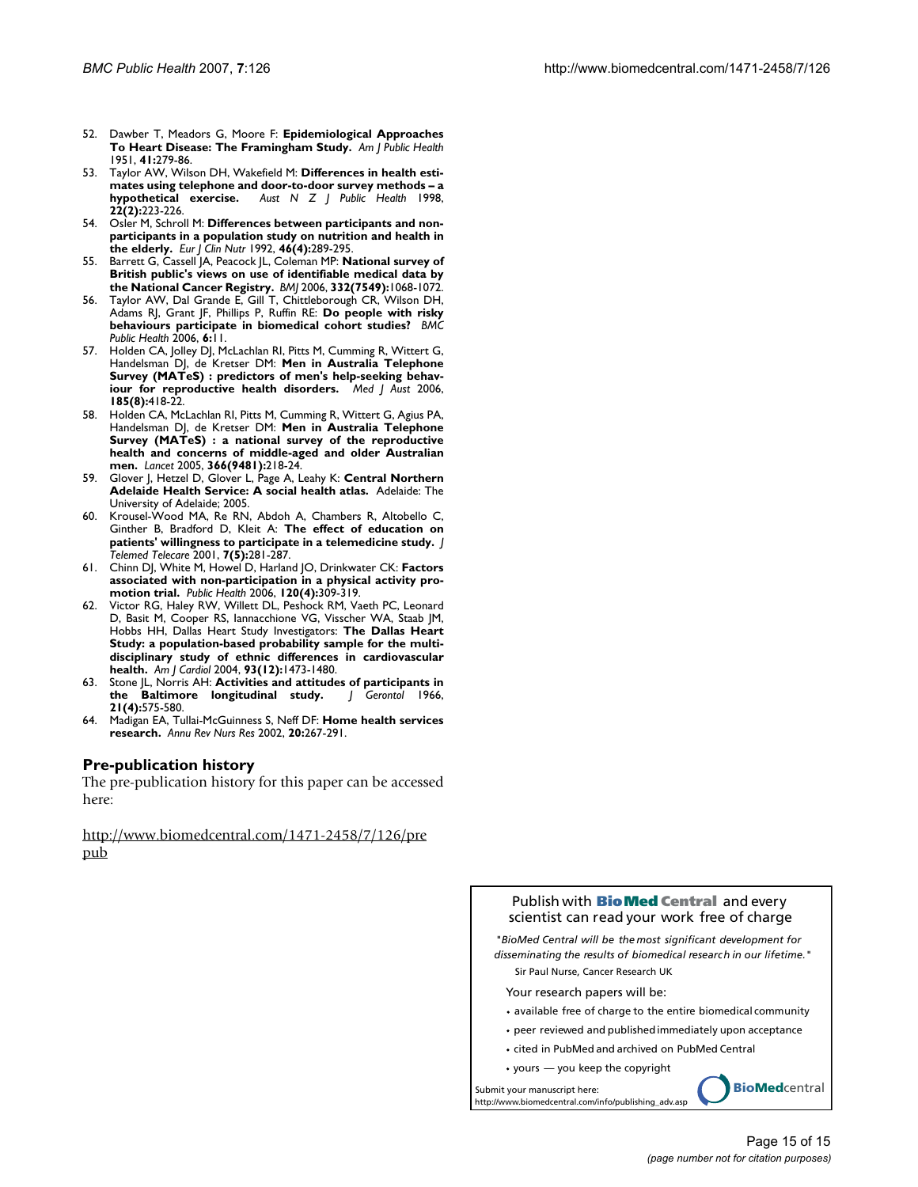52. Dawber T, Meadors G, Moore F: **Epidemiological Approaches To Heart Disease: The Framingham Study.** *Am J Public Health* 1951, **41:**279-86.
53. Taylor AW, Wilson DH, Wakefield M: **Differences in health estimates using telephone and door-to-door survey methods – a hypothetical exercise.** *Aust N Z J Public Health* 1998, **22(2):**223-226.
54. Osler M, Schroll M: **Differences between participants and non-participants in a population study on nutrition and health in the elderly.** *Eur J Clin Nutr* 1992, **46(4):**289-295.
55. Barrett G, Cassell JA, Peacock JL, Coleman MP: **National survey of British public's views on use of identifiable medical data by the National Cancer Registry.** *BMJ* 2006, **332(7549):**1068-1072.
56. Taylor AW, Dal Grande E, Gill T, Chittleborough CR, Wilson DH, Adams RJ, Grant JF, Phillips P, Ruffin RE: **Do people with risky behaviours participate in biomedical cohort studies?** *BMC Public Health* 2006, **6:**11.
57. Holden CA, Jolley DJ, McLachlan RI, Pitts M, Cumming R, Wittert G, Handelsman DJ, de Kretser DM: **Men in Australia Telephone Survey (MATeS) : predictors of men's help-seeking behaviour for reproductive health disorders.** *Med J Aust* 2006, **185(8):**418-22.
58. Holden CA, McLachlan RI, Pitts M, Cumming R, Wittert G, Agius PA, Handelsman DJ, de Kretser DM: **Men in Australia Telephone Survey (MATeS) : a national survey of the reproductive health and concerns of middle-aged and older Australian men.** *Lancet* 2005, **366(9481):**218-24.
59. Glover J, Hetzel D, Glover L, Page A, Leahy K: **Central Northern Adelaide Health Service: A social health atlas.** Adelaide: The University of Adelaide; 2005.
60. Krousel-Wood MA, Re RN, Abdoh A, Chambers R, Altobello C, Ginther B, Bradford D, Kleit A: **The effect of education on patients' willingness to participate in a telemedicine study.** *J Telemed Telecare* 2001, **7(5):**281-287.
61. Chinn DJ, White M, Howel D, Harland JO, Drinkwater CK: **Factors associated with non-participation in a physical activity promotion trial.** *Public Health* 2006, **120(4):**309-319.
62. Victor RG, Haley RW, Willett DL, Peshock RM, Vaeth PC, Leonard D, Basit M, Cooper RS, Iannacchione VG, Visscher WA, Staab JM, Hobbs HH, Dallas Heart Study Investigators: **The Dallas Heart Study: a population-based probability sample for the multidisciplinary study of ethnic differences in cardiovascular health.** *Am J Cardiol* 2004, **93(12):**1473-1480.
63. Stone JL, Norris AH: **Activities and attitudes of participants in the Baltimore longitudinal study.** *J Gerontol* 1966, **21(4):**575-580.
64. Madigan EA, Tullai-McGuinness S, Neff DF: **Home health services research.** *Annu Rev Nurs Res* 2002, **20:**267-291.

## Pre-publication history

The pre-publication history for this paper can be accessed here:

http://www.biomedcentral.com/1471-2458/7/126/prepub

Publish with **BioMed Central** and every scientist can read your work free of charge

*"BioMed Central will be the most significant development for disseminating the results of biomedical research in our lifetime."*

Sir Paul Nurse, Cancer Research UK

Your research papers will be:

- available free of charge to the entire biomedical community
- peer reviewed and published immediately upon acceptance
- cited in PubMed and archived on PubMed Central
- yours — you keep the copyright

Submit your manuscript here:
http://www.biomedcentral.com/info/publishing_adv.asp

**BioMed**central